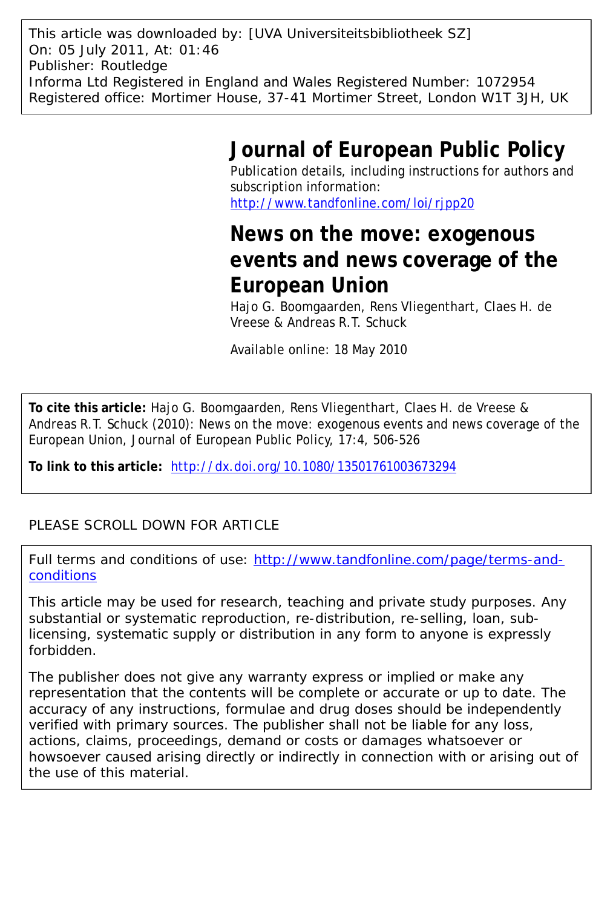This article was downloaded by: [UVA Universiteitsbibliotheek SZ]
On: 05 July 2011, At: 01:46
Publisher: Routledge
Informa Ltd Registered in England and Wales Registered Number: 1072954
Registered office: Mortimer House, 37-41 Mortimer Street, London W1T 3JH, UK

# Journal of European Public Policy

Publication details, including instructions for authors and subscription information:
http://www.tandfonline.com/loi/rjpp20

# News on the move: exogenous events and news coverage of the European Union

Hajo G. Boomgaarden, Rens Vliegenthart, Claes H. de Vreese & Andreas R.T. Schuck

Available online: 18 May 2010

**To cite this article:** Hajo G. Boomgaarden, Rens Vliegenthart, Claes H. de Vreese & Andreas R.T. Schuck (2010): News on the move: exogenous events and news coverage of the European Union, Journal of European Public Policy, 17:4, 506-526

**To link to this article:** http://dx.doi.org/10.1080/13501761003673294

PLEASE SCROLL DOWN FOR ARTICLE

Full terms and conditions of use: http://www.tandfonline.com/page/terms-and-conditions

This article may be used for research, teaching and private study purposes. Any substantial or systematic reproduction, re-distribution, re-selling, loan, sub-licensing, systematic supply or distribution in any form to anyone is expressly forbidden.

The publisher does not give any warranty express or implied or make any representation that the contents will be complete or accurate or up to date. The accuracy of any instructions, formulae and drug doses should be independently verified with primary sources. The publisher shall not be liable for any loss, actions, claims, proceedings, demand or costs or damages whatsoever or howsoever caused arising directly or indirectly in connection with or arising out of the use of this material.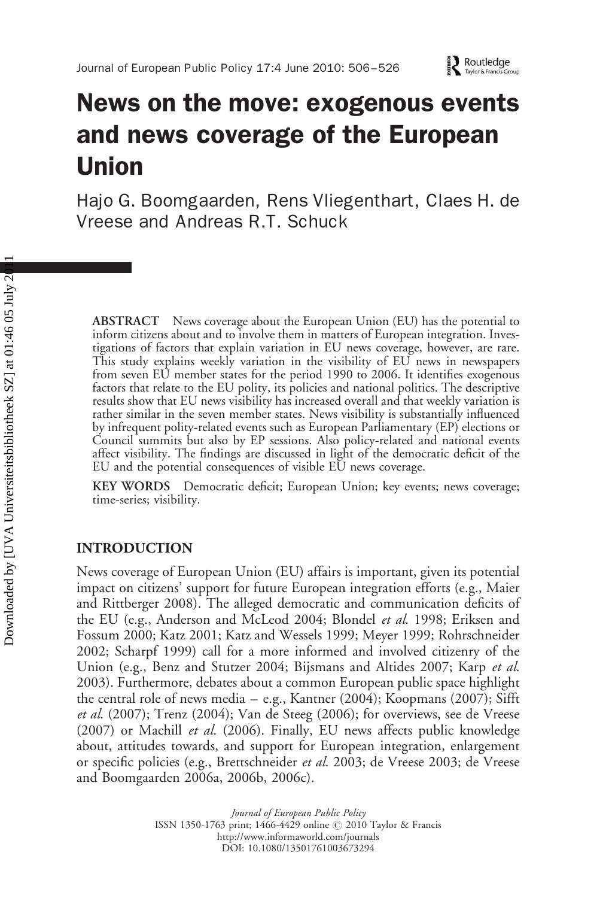# News on the move: exogenous events and news coverage of the European Union

Hajo G. Boomgaarden, Rens Vliegenthart, Claes H. de Vreese and Andreas R.T. Schuck

**ABSTRACT** News coverage about the European Union (EU) has the potential to inform citizens about and to involve them in matters of European integration. Investigations of factors that explain variation in EU news coverage, however, are rare. This study explains weekly variation in the visibility of EU news in newspapers from seven EU member states for the period 1990 to 2006. It identifies exogenous factors that relate to the EU polity, its policies and national politics. The descriptive results show that EU news visibility has increased overall and that weekly variation is rather similar in the seven member states. News visibility is substantially influenced by infrequent polity-related events such as European Parliamentary (EP) elections or Council summits but also by EP sessions. Also policy-related and national events affect visibility. The findings are discussed in light of the democratic deficit of the EU and the potential consequences of visible EU news coverage.

**KEY WORDS** Democratic deficit; European Union; key events; news coverage; time-series; visibility.

## INTRODUCTION

News coverage of European Union (EU) affairs is important, given its potential impact on citizens' support for future European integration efforts (e.g., Maier and Rittberger 2008). The alleged democratic and communication deficits of the EU (e.g., Anderson and McLeod 2004; Blondel *et al.* 1998; Eriksen and Fossum 2000; Katz 2001; Katz and Wessels 1999; Meyer 1999; Rohrschneider 2002; Scharpf 1999) call for a more informed and involved citizenry of the Union (e.g., Benz and Stutzer 2004; Bijsmans and Altides 2007; Karp *et al.* 2003). Furthermore, debates about a common European public space highlight the central role of news media – e.g., Kantner (2004); Koopmans (2007); Sifft *et al.* (2007); Trenz (2004); Van de Steeg (2006); for overviews, see de Vreese (2007) or Machill *et al.* (2006). Finally, EU news affects public knowledge about, attitudes towards, and support for European integration, enlargement or specific policies (e.g., Brettschneider *et al.* 2003; de Vreese 2003; de Vreese and Boomgaarden 2006a, 2006b, 2006c).

*Journal of European Public Policy*
ISSN 1350-1763 print; 1466-4429 online © 2010 Taylor & Francis
http://www.informaworld.com/journals
DOI: 10.1080/13501761003673294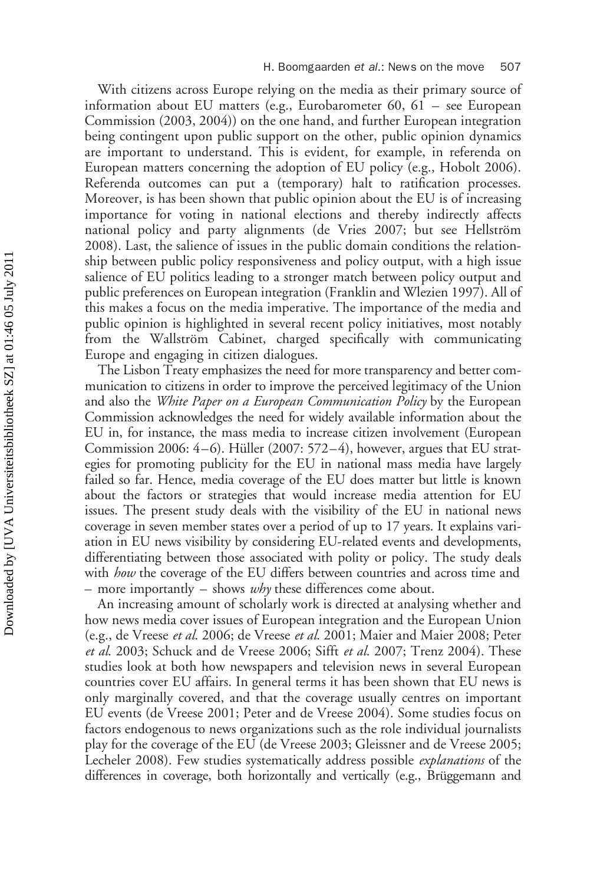With citizens across Europe relying on the media as their primary source of information about EU matters (e.g., Eurobarometer 60, 61 – see European Commission (2003, 2004)) on the one hand, and further European integration being contingent upon public support on the other, public opinion dynamics are important to understand. This is evident, for example, in referenda on European matters concerning the adoption of EU policy (e.g., Hobolt 2006). Referenda outcomes can put a (temporary) halt to ratification processes. Moreover, is has been shown that public opinion about the EU is of increasing importance for voting in national elections and thereby indirectly affects national policy and party alignments (de Vries 2007; but see Hellström 2008). Last, the salience of issues in the public domain conditions the relationship between public policy responsiveness and policy output, with a high issue salience of EU politics leading to a stronger match between policy output and public preferences on European integration (Franklin and Wlezien 1997). All of this makes a focus on the media imperative. The importance of the media and public opinion is highlighted in several recent policy initiatives, most notably from the Wallström Cabinet, charged specifically with communicating Europe and engaging in citizen dialogues.

The Lisbon Treaty emphasizes the need for more transparency and better communication to citizens in order to improve the perceived legitimacy of the Union and also the *White Paper on a European Communication Policy* by the European Commission acknowledges the need for widely available information about the EU in, for instance, the mass media to increase citizen involvement (European Commission 2006: 4–6). Hüller (2007: 572–4), however, argues that EU strategies for promoting publicity for the EU in national mass media have largely failed so far. Hence, media coverage of the EU does matter but little is known about the factors or strategies that would increase media attention for EU issues. The present study deals with the visibility of the EU in national news coverage in seven member states over a period of up to 17 years. It explains variation in EU news visibility by considering EU-related events and developments, differentiating between those associated with polity or policy. The study deals with *how* the coverage of the EU differs between countries and across time and – more importantly – shows *why* these differences come about.

An increasing amount of scholarly work is directed at analysing whether and how news media cover issues of European integration and the European Union (e.g., de Vreese *et al.* 2006; de Vreese *et al.* 2001; Maier and Maier 2008; Peter *et al.* 2003; Schuck and de Vreese 2006; Sifft *et al.* 2007; Trenz 2004). These studies look at both how newspapers and television news in several European countries cover EU affairs. In general terms it has been shown that EU news is only marginally covered, and that the coverage usually centres on important EU events (de Vreese 2001; Peter and de Vreese 2004). Some studies focus on factors endogenous to news organizations such as the role individual journalists play for the coverage of the EU (de Vreese 2003; Gleissner and de Vreese 2005; Lecheler 2008). Few studies systematically address possible *explanations* of the differences in coverage, both horizontally and vertically (e.g., Brüggemann and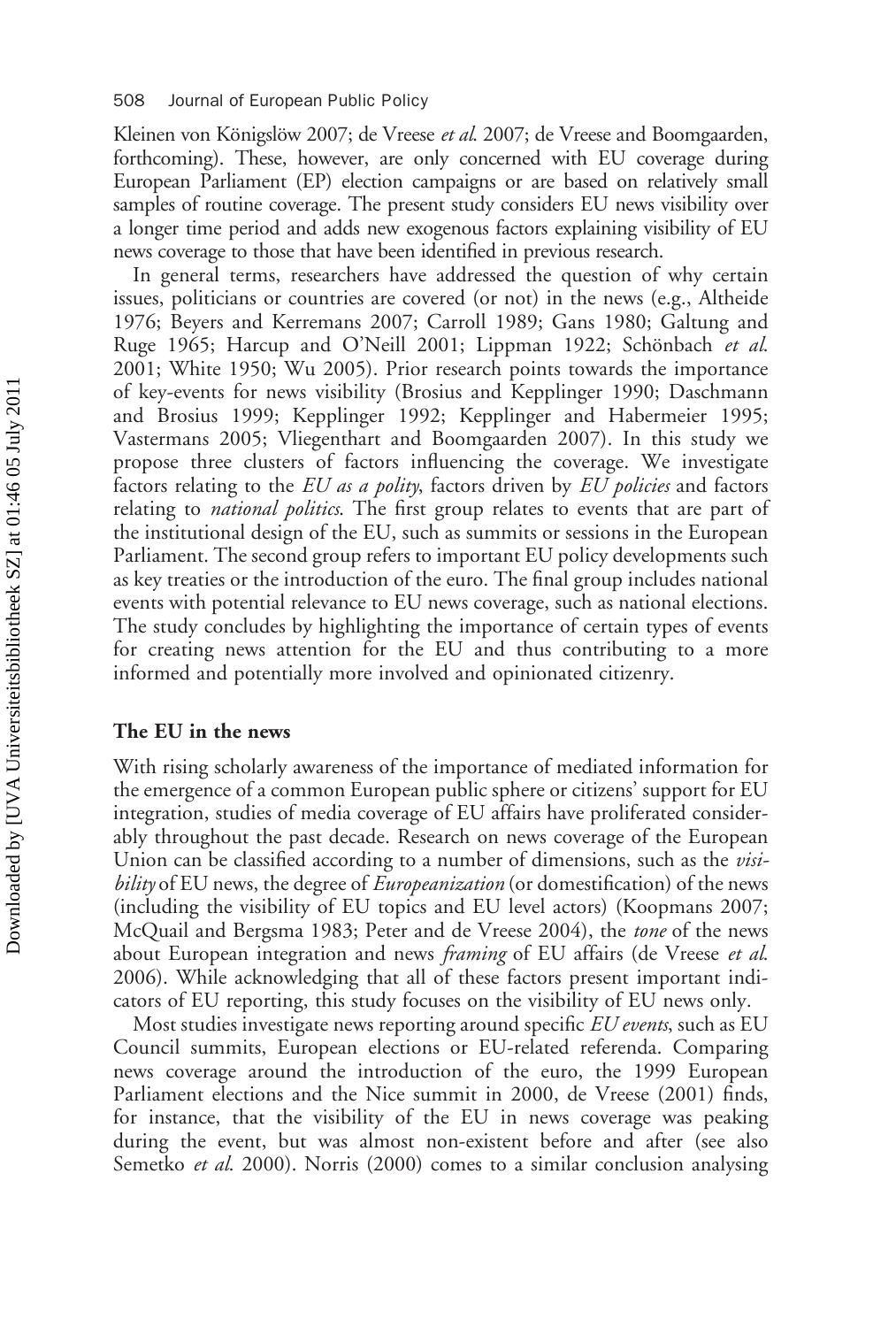Kleinen von Königslöw 2007; de Vreese *et al.* 2007; de Vreese and Boomgaarden, forthcoming). These, however, are only concerned with EU coverage during European Parliament (EP) election campaigns or are based on relatively small samples of routine coverage. The present study considers EU news visibility over a longer time period and adds new exogenous factors explaining visibility of EU news coverage to those that have been identified in previous research.

In general terms, researchers have addressed the question of why certain issues, politicians or countries are covered (or not) in the news (e.g., Altheide 1976; Beyers and Kerremans 2007; Carroll 1989; Gans 1980; Galtung and Ruge 1965; Harcup and O'Neill 2001; Lippman 1922; Schönbach *et al.* 2001; White 1950; Wu 2005). Prior research points towards the importance of key-events for news visibility (Brosius and Kepplinger 1990; Daschmann and Brosius 1999; Kepplinger 1992; Kepplinger and Habermeier 1995; Vastermans 2005; Vliegenthart and Boomgaarden 2007). In this study we propose three clusters of factors influencing the coverage. We investigate factors relating to the *EU as a polity*, factors driven by *EU policies* and factors relating to *national politics*. The first group relates to events that are part of the institutional design of the EU, such as summits or sessions in the European Parliament. The second group refers to important EU policy developments such as key treaties or the introduction of the euro. The final group includes national events with potential relevance to EU news coverage, such as national elections. The study concludes by highlighting the importance of certain types of events for creating news attention for the EU and thus contributing to a more informed and potentially more involved and opinionated citizenry.

## The EU in the news

With rising scholarly awareness of the importance of mediated information for the emergence of a common European public sphere or citizens' support for EU integration, studies of media coverage of EU affairs have proliferated considerably throughout the past decade. Research on news coverage of the European Union can be classified according to a number of dimensions, such as the *visibility* of EU news, the degree of *Europeanization* (or domestification) of the news (including the visibility of EU topics and EU level actors) (Koopmans 2007; McQuail and Bergsma 1983; Peter and de Vreese 2004), the *tone* of the news about European integration and news *framing* of EU affairs (de Vreese *et al.* 2006). While acknowledging that all of these factors present important indicators of EU reporting, this study focuses on the visibility of EU news only.

Most studies investigate news reporting around specific *EU events*, such as EU Council summits, European elections or EU-related referenda. Comparing news coverage around the introduction of the euro, the 1999 European Parliament elections and the Nice summit in 2000, de Vreese (2001) finds, for instance, that the visibility of the EU in news coverage was peaking during the event, but was almost non-existent before and after (see also Semetko *et al.* 2000). Norris (2000) comes to a similar conclusion analysing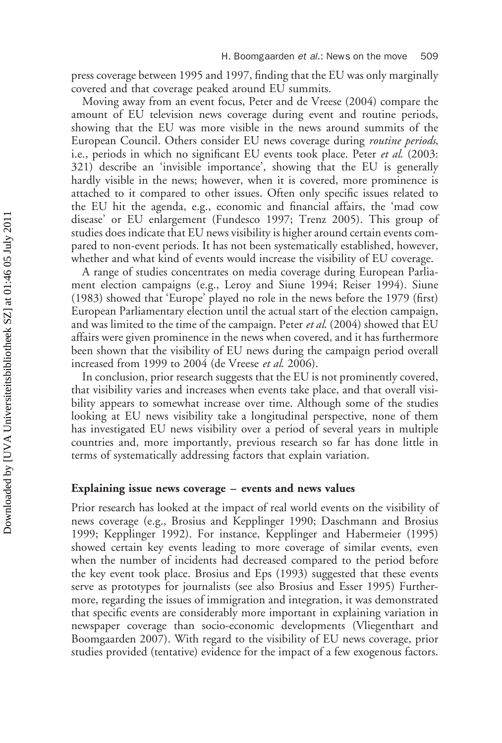press coverage between 1995 and 1997, finding that the EU was only marginally covered and that coverage peaked around EU summits.

Moving away from an event focus, Peter and de Vreese (2004) compare the amount of EU television news coverage during event and routine periods, showing that the EU was more visible in the news around summits of the European Council. Others consider EU news coverage during *routine periods*, i.e., periods in which no significant EU events took place. Peter *et al.* (2003: 321) describe an 'invisible importance', showing that the EU is generally hardly visible in the news; however, when it is covered, more prominence is attached to it compared to other issues. Often only specific issues related to the EU hit the agenda, e.g., economic and financial affairs, the 'mad cow disease' or EU enlargement (Fundesco 1997; Trenz 2005). This group of studies does indicate that EU news visibility is higher around certain events compared to non-event periods. It has not been systematically established, however, whether and what kind of events would increase the visibility of EU coverage.

A range of studies concentrates on media coverage during European Parliament election campaigns (e.g., Leroy and Siune 1994; Reiser 1994). Siune (1983) showed that 'Europe' played no role in the news before the 1979 (first) European Parliamentary election until the actual start of the election campaign, and was limited to the time of the campaign. Peter *et al.* (2004) showed that EU affairs were given prominence in the news when covered, and it has furthermore been shown that the visibility of EU news during the campaign period overall increased from 1999 to 2004 (de Vreese *et al.* 2006).

In conclusion, prior research suggests that the EU is not prominently covered, that visibility varies and increases when events take place, and that overall visibility appears to somewhat increase over time. Although some of the studies looking at EU news visibility take a longitudinal perspective, none of them has investigated EU news visibility over a period of several years in multiple countries and, more importantly, previous research so far has done little in terms of systematically addressing factors that explain variation.

## Explaining issue news coverage – events and news values

Prior research has looked at the impact of real world events on the visibility of news coverage (e.g., Brosius and Kepplinger 1990; Daschmann and Brosius 1999; Kepplinger 1992). For instance, Kepplinger and Habermeier (1995) showed certain key events leading to more coverage of similar events, even when the number of incidents had decreased compared to the period before the key event took place. Brosius and Eps (1993) suggested that these events serve as prototypes for journalists (see also Brosius and Esser 1995) Furthermore, regarding the issues of immigration and integration, it was demonstrated that specific events are considerably more important in explaining variation in newspaper coverage than socio-economic developments (Vliegenthart and Boomgaarden 2007). With regard to the visibility of EU news coverage, prior studies provided (tentative) evidence for the impact of a few exogenous factors.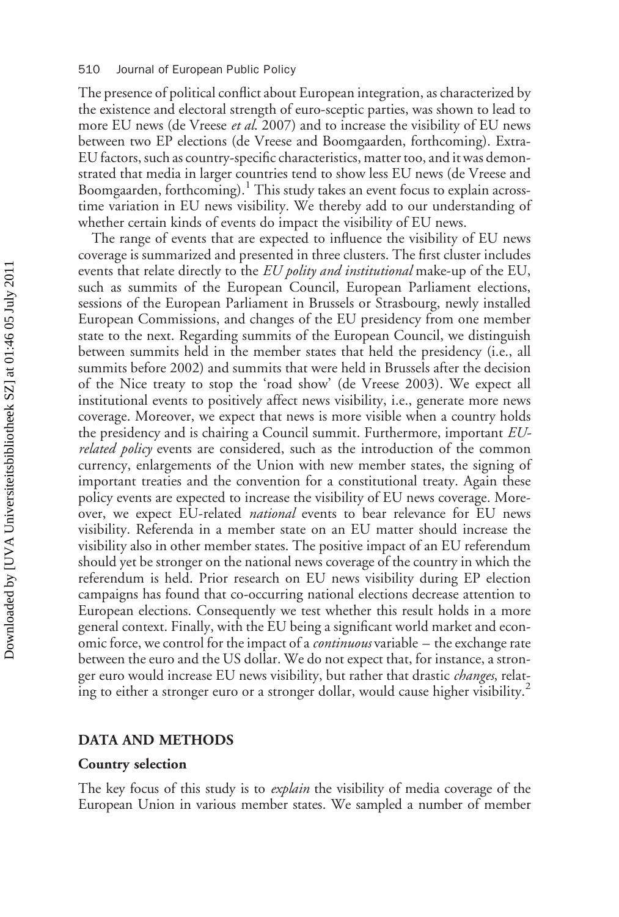The presence of political conflict about European integration, as characterized by the existence and electoral strength of euro-sceptic parties, was shown to lead to more EU news (de Vreese *et al.* 2007) and to increase the visibility of EU news between two EP elections (de Vreese and Boomgaarden, forthcoming). Extra-EU factors, such as country-specific characteristics, matter too, and it was demonstrated that media in larger countries tend to show less EU news (de Vreese and Boomgaarden, forthcoming).[1] This study takes an event focus to explain across-time variation in EU news visibility. We thereby add to our understanding of whether certain kinds of events do impact the visibility of EU news.

The range of events that are expected to influence the visibility of EU news coverage is summarized and presented in three clusters. The first cluster includes events that relate directly to the *EU polity and institutional* make-up of the EU, such as summits of the European Council, European Parliament elections, sessions of the European Parliament in Brussels or Strasbourg, newly installed European Commissions, and changes of the EU presidency from one member state to the next. Regarding summits of the European Council, we distinguish between summits held in the member states that held the presidency (i.e., all summits before 2002) and summits that were held in Brussels after the decision of the Nice treaty to stop the 'road show' (de Vreese 2003). We expect all institutional events to positively affect news visibility, i.e., generate more news coverage. Moreover, we expect that news is more visible when a country holds the presidency and is chairing a Council summit. Furthermore, important *EU-related policy* events are considered, such as the introduction of the common currency, enlargements of the Union with new member states, the signing of important treaties and the convention for a constitutional treaty. Again these policy events are expected to increase the visibility of EU news coverage. Moreover, we expect EU-related *national* events to bear relevance for EU news visibility. Referenda in a member state on an EU matter should increase the visibility also in other member states. The positive impact of an EU referendum should yet be stronger on the national news coverage of the country in which the referendum is held. Prior research on EU news visibility during EP election campaigns has found that co-occurring national elections decrease attention to European elections. Consequently we test whether this result holds in a more general context. Finally, with the EU being a significant world market and economic force, we control for the impact of a *continuous* variable – the exchange rate between the euro and the US dollar. We do not expect that, for instance, a stronger euro would increase EU news visibility, but rather that drastic *changes*, relating to either a stronger euro or a stronger dollar, would cause higher visibility.[2]

## DATA AND METHODS

### Country selection

The key focus of this study is to *explain* the visibility of media coverage of the European Union in various member states. We sampled a number of member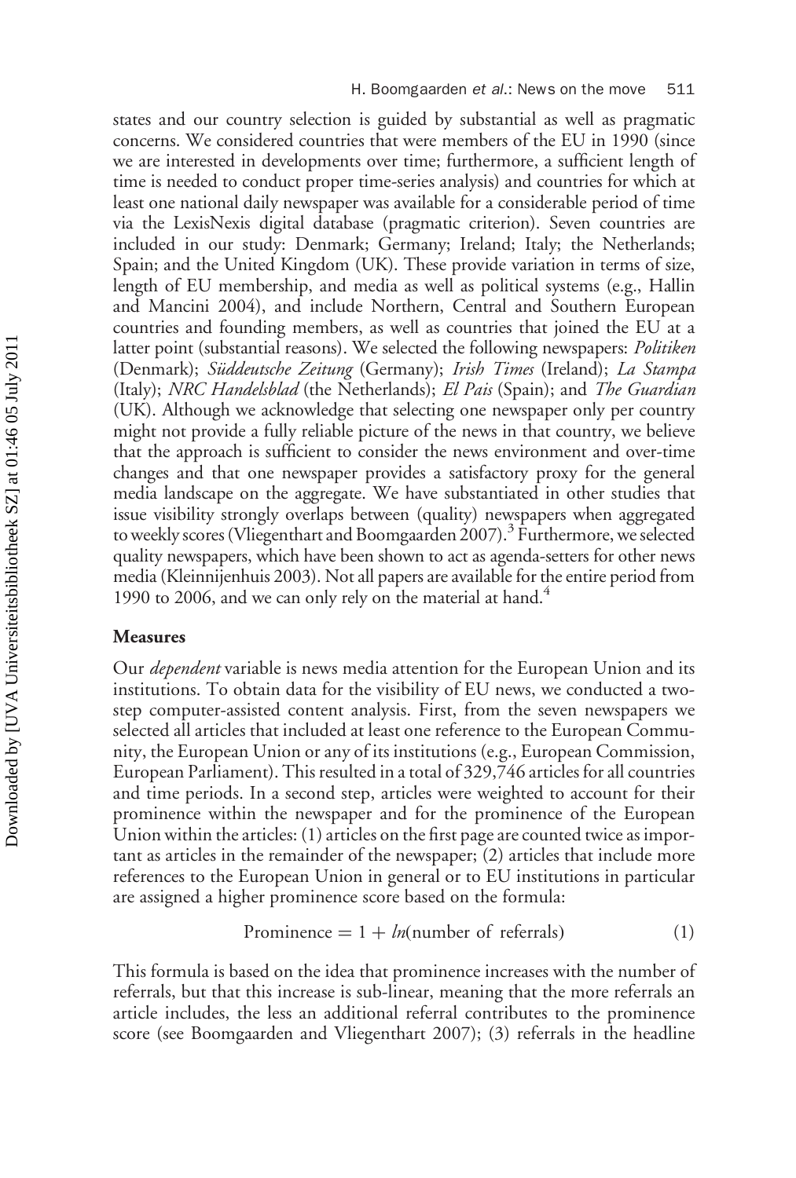states and our country selection is guided by substantial as well as pragmatic concerns. We considered countries that were members of the EU in 1990 (since we are interested in developments over time; furthermore, a sufficient length of time is needed to conduct proper time-series analysis) and countries for which at least one national daily newspaper was available for a considerable period of time via the LexisNexis digital database (pragmatic criterion). Seven countries are included in our study: Denmark; Germany; Ireland; Italy; the Netherlands; Spain; and the United Kingdom (UK). These provide variation in terms of size, length of EU membership, and media as well as political systems (e.g., Hallin and Mancini 2004), and include Northern, Central and Southern European countries and founding members, as well as countries that joined the EU at a latter point (substantial reasons). We selected the following newspapers: *Politiken* (Denmark); *Süddeutsche Zeitung* (Germany); *Irish Times* (Ireland); *La Stampa* (Italy); *NRC Handelsblad* (the Netherlands); *El Pais* (Spain); and *The Guardian* (UK). Although we acknowledge that selecting one newspaper only per country might not provide a fully reliable picture of the news in that country, we believe that the approach is sufficient to consider the news environment and over-time changes and that one newspaper provides a satisfactory proxy for the general media landscape on the aggregate. We have substantiated in other studies that issue visibility strongly overlaps between (quality) newspapers when aggregated to weekly scores (Vliegenthart and Boomgaarden 2007).[3] Furthermore, we selected quality newspapers, which have been shown to act as agenda-setters for other news media (Kleinnijenhuis 2003). Not all papers are available for the entire period from 1990 to 2006, and we can only rely on the material at hand.[4]

## Measures

Our *dependent* variable is news media attention for the European Union and its institutions. To obtain data for the visibility of EU news, we conducted a two-step computer-assisted content analysis. First, from the seven newspapers we selected all articles that included at least one reference to the European Community, the European Union or any of its institutions (e.g., European Commission, European Parliament). This resulted in a total of 329,746 articles for all countries and time periods. In a second step, articles were weighted to account for their prominence within the newspaper and for the prominence of the European Union within the articles: (1) articles on the first page are counted twice as important as articles in the remainder of the newspaper; (2) articles that include more references to the European Union in general or to EU institutions in particular are assigned a higher prominence score based on the formula:

$$\text{Prominence} = 1 + ln(\text{number of referrals}) \qquad (1)$$

This formula is based on the idea that prominence increases with the number of referrals, but that this increase is sub-linear, meaning that the more referrals an article includes, the less an additional referral contributes to the prominence score (see Boomgaarden and Vliegenthart 2007); (3) referrals in the headline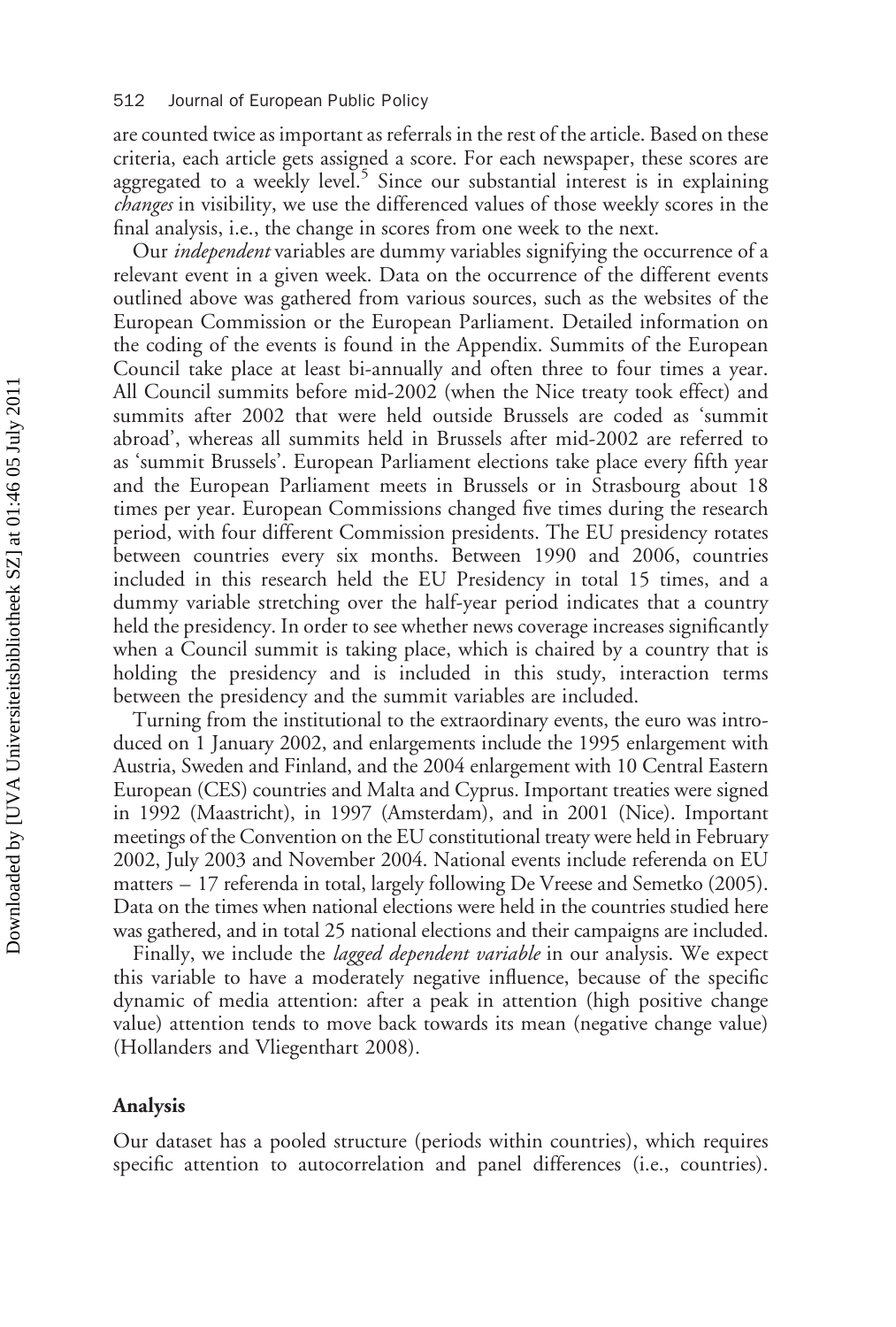are counted twice as important as referrals in the rest of the article. Based on these criteria, each article gets assigned a score. For each newspaper, these scores are aggregated to a weekly level.[5] Since our substantial interest is in explaining *changes* in visibility, we use the differenced values of those weekly scores in the final analysis, i.e., the change in scores from one week to the next.

Our *independent* variables are dummy variables signifying the occurrence of a relevant event in a given week. Data on the occurrence of the different events outlined above was gathered from various sources, such as the websites of the European Commission or the European Parliament. Detailed information on the coding of the events is found in the Appendix. Summits of the European Council take place at least bi-annually and often three to four times a year. All Council summits before mid-2002 (when the Nice treaty took effect) and summits after 2002 that were held outside Brussels are coded as 'summit abroad', whereas all summits held in Brussels after mid-2002 are referred to as 'summit Brussels'. European Parliament elections take place every fifth year and the European Parliament meets in Brussels or in Strasbourg about 18 times per year. European Commissions changed five times during the research period, with four different Commission presidents. The EU presidency rotates between countries every six months. Between 1990 and 2006, countries included in this research held the EU Presidency in total 15 times, and a dummy variable stretching over the half-year period indicates that a country held the presidency. In order to see whether news coverage increases significantly when a Council summit is taking place, which is chaired by a country that is holding the presidency and is included in this study, interaction terms between the presidency and the summit variables are included.

Turning from the institutional to the extraordinary events, the euro was introduced on 1 January 2002, and enlargements include the 1995 enlargement with Austria, Sweden and Finland, and the 2004 enlargement with 10 Central Eastern European (CES) countries and Malta and Cyprus. Important treaties were signed in 1992 (Maastricht), in 1997 (Amsterdam), and in 2001 (Nice). Important meetings of the Convention on the EU constitutional treaty were held in February 2002, July 2003 and November 2004. National events include referenda on EU matters – 17 referenda in total, largely following De Vreese and Semetko (2005). Data on the times when national elections were held in the countries studied here was gathered, and in total 25 national elections and their campaigns are included.

Finally, we include the *lagged dependent variable* in our analysis. We expect this variable to have a moderately negative influence, because of the specific dynamic of media attention: after a peak in attention (high positive change value) attention tends to move back towards its mean (negative change value) (Hollanders and Vliegenthart 2008).

## Analysis

Our dataset has a pooled structure (periods within countries), which requires specific attention to autocorrelation and panel differences (i.e., countries).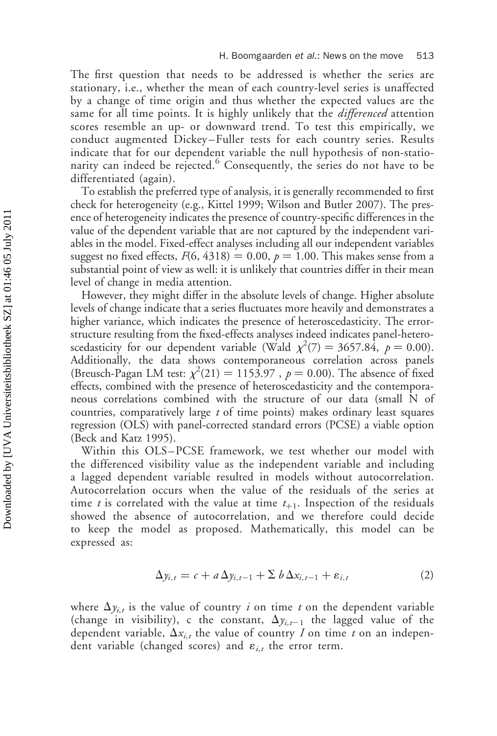The first question that needs to be addressed is whether the series are stationary, i.e., whether the mean of each country-level series is unaffected by a change of time origin and thus whether the expected values are the same for all time points. It is highly unlikely that the *differenced* attention scores resemble an up- or downward trend. To test this empirically, we conduct augmented Dickey–Fuller tests for each country series. Results indicate that for our dependent variable the null hypothesis of non-stationarity can indeed be rejected.[6] Consequently, the series do not have to be differentiated (again).

To establish the preferred type of analysis, it is generally recommended to first check for heterogeneity (e.g., Kittel 1999; Wilson and Butler 2007). The presence of heterogeneity indicates the presence of country-specific differences in the value of the dependent variable that are not captured by the independent variables in the model. Fixed-effect analyses including all our independent variables suggest no fixed effects, $F(6, 4318) = 0.00$, $p = 1.00$. This makes sense from a substantial point of view as well: it is unlikely that countries differ in their mean level of change in media attention.

However, they might differ in the absolute levels of change. Higher absolute levels of change indicate that a series fluctuates more heavily and demonstrates a higher variance, which indicates the presence of heteroscedasticity. The error-structure resulting from the fixed-effects analyses indeed indicates panel-heteroscedasticity for our dependent variable (Wald $\chi^2(7) = 3657.84$, $p = 0.00$). Additionally, the data shows contemporaneous correlation across panels (Breusch-Pagan LM test: $\chi^2(21) = 1153.97$ , $p = 0.00$). The absence of fixed effects, combined with the presence of heteroscedasticity and the contemporaneous correlations combined with the structure of our data (small N of countries, comparatively large $t$ of time points) makes ordinary least squares regression (OLS) with panel-corrected standard errors (PCSE) a viable option (Beck and Katz 1995).

Within this OLS–PCSE framework, we test whether our model with the differenced visibility value as the independent variable and including a lagged dependent variable resulted in models without autocorrelation. Autocorrelation occurs when the value of the residuals of the series at time $t$ is correlated with the value at time $t_{+1}$. Inspection of the residuals showed the absence of autocorrelation, and we therefore could decide to keep the model as proposed. Mathematically, this model can be expressed as:

$$\Delta y_{i,t} = c + a\,\Delta y_{i,t-1} + \Sigma\, b\,\Delta x_{i,t-1} + \varepsilon_{i,t} \qquad (2)$$

where $\Delta y_{i,t}$ is the value of country $i$ on time $t$ on the dependent variable (change in visibility), c the constant, $\Delta y_{i,t-1}$ the lagged value of the dependent variable, $\Delta x_{i,t}$ the value of country $I$ on time $t$ on an independent variable (changed scores) and $\varepsilon_{i,t}$ the error term.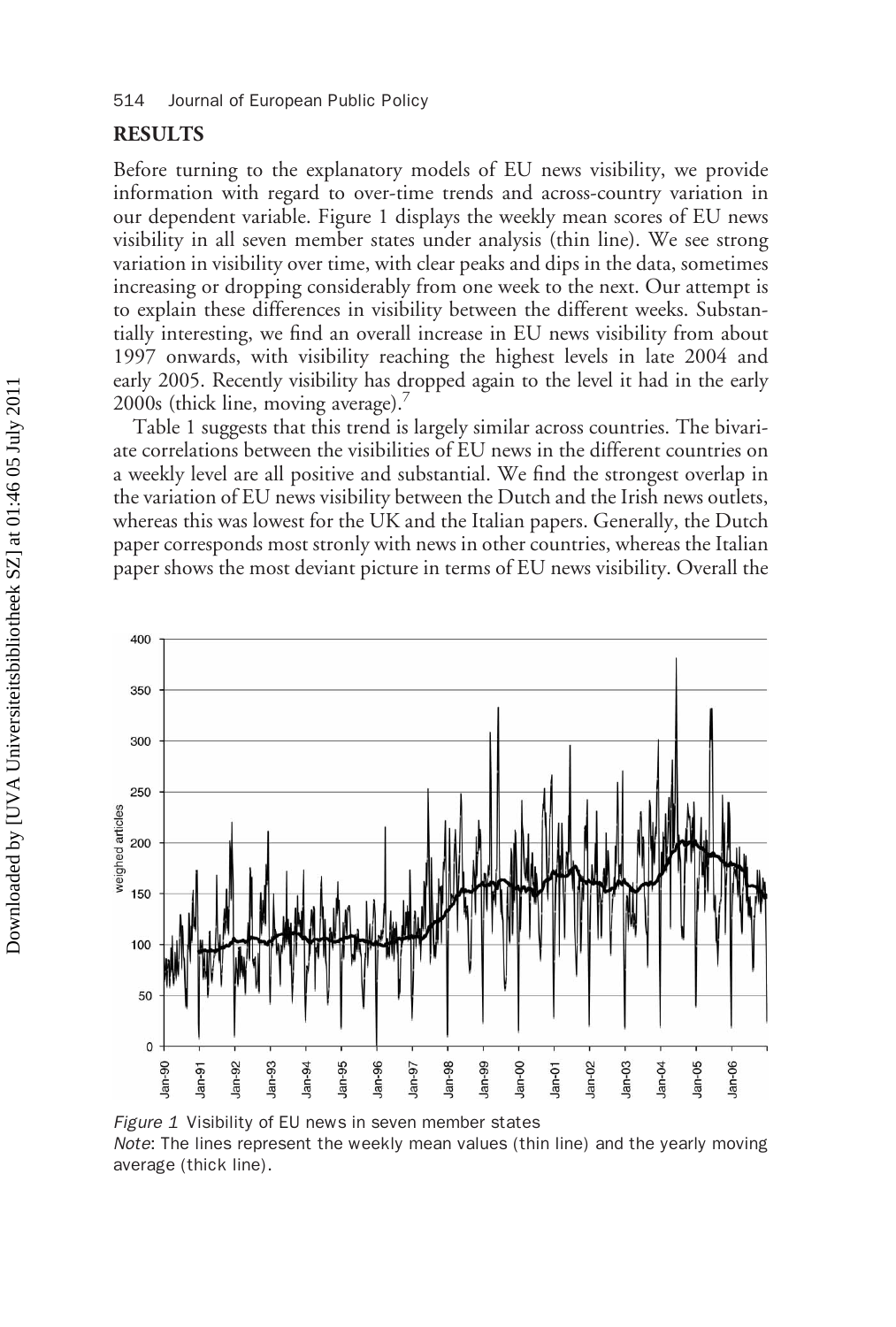## RESULTS

Before turning to the explanatory models of EU news visibility, we provide information with regard to over-time trends and across-country variation in our dependent variable. Figure 1 displays the weekly mean scores of EU news visibility in all seven member states under analysis (thin line). We see strong variation in visibility over time, with clear peaks and dips in the data, sometimes increasing or dropping considerably from one week to the next. Our attempt is to explain these differences in visibility between the different weeks. Substantially interesting, we find an overall increase in EU news visibility from about 1997 onwards, with visibility reaching the highest levels in late 2004 and early 2005. Recently visibility has dropped again to the level it had in the early 2000s (thick line, moving average).[7]

Table 1 suggests that this trend is largely similar across countries. The bivariate correlations between the visibilities of EU news in the different countries on a weekly level are all positive and substantial. We find the strongest overlap in the variation of EU news visibility between the Dutch and the Irish news outlets, whereas this was lowest for the UK and the Italian papers. Generally, the Dutch paper corresponds most stronly with news in other countries, whereas the Italian paper shows the most deviant picture in terms of EU news visibility. Overall the

*Figure 1* Visibility of EU news in seven member states

*Note*: The lines represent the weekly mean values (thin line) and the yearly moving average (thick line).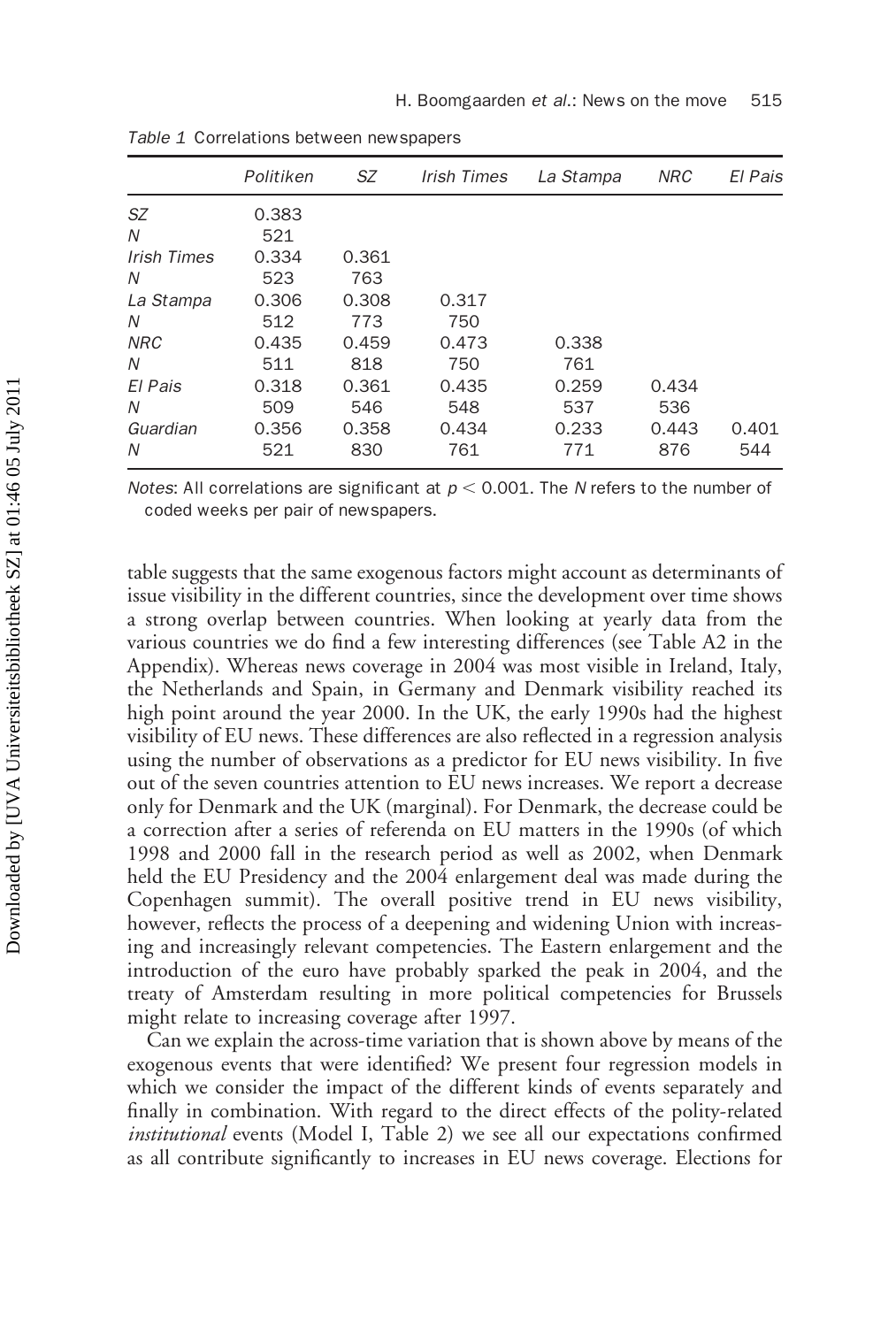*Table 1* Correlations between newspapers

| | *Politiken* | *SZ* | *Irish Times* | *La Stampa* | *NRC* | *El Pais* |
|---|---|---|---|---|---|---|
| *SZ* | 0.383 | | | | | |
| *N* | 521 | | | | | |
| *Irish Times* | 0.334 | 0.361 | | | | |
| *N* | 523 | 763 | | | | |
| *La Stampa* | 0.306 | 0.308 | 0.317 | | | |
| *N* | 512 | 773 | 750 | | | |
| *NRC* | 0.435 | 0.459 | 0.473 | 0.338 | | |
| *N* | 511 | 818 | 750 | 761 | | |
| *El Pais* | 0.318 | 0.361 | 0.435 | 0.259 | 0.434 | |
| *N* | 509 | 546 | 548 | 537 | 536 | |
| *Guardian* | 0.356 | 0.358 | 0.434 | 0.233 | 0.443 | 0.401 |
| *N* | 521 | 830 | 761 | 771 | 876 | 544 |

*Notes*: All correlations are significant at $p < 0.001$. The *N* refers to the number of coded weeks per pair of newspapers.

table suggests that the same exogenous factors might account as determinants of issue visibility in the different countries, since the development over time shows a strong overlap between countries. When looking at yearly data from the various countries we do find a few interesting differences (see Table A2 in the Appendix). Whereas news coverage in 2004 was most visible in Ireland, Italy, the Netherlands and Spain, in Germany and Denmark visibility reached its high point around the year 2000. In the UK, the early 1990s had the highest visibility of EU news. These differences are also reflected in a regression analysis using the number of observations as a predictor for EU news visibility. In five out of the seven countries attention to EU news increases. We report a decrease only for Denmark and the UK (marginal). For Denmark, the decrease could be a correction after a series of referenda on EU matters in the 1990s (of which 1998 and 2000 fall in the research period as well as 2002, when Denmark held the EU Presidency and the 2004 enlargement deal was made during the Copenhagen summit). The overall positive trend in EU news visibility, however, reflects the process of a deepening and widening Union with increasing and increasingly relevant competencies. The Eastern enlargement and the introduction of the euro have probably sparked the peak in 2004, and the treaty of Amsterdam resulting in more political competencies for Brussels might relate to increasing coverage after 1997.

Can we explain the across-time variation that is shown above by means of the exogenous events that were identified? We present four regression models in which we consider the impact of the different kinds of events separately and finally in combination. With regard to the direct effects of the polity-related *institutional* events (Model I, Table 2) we see all our expectations confirmed as all contribute significantly to increases in EU news coverage. Elections for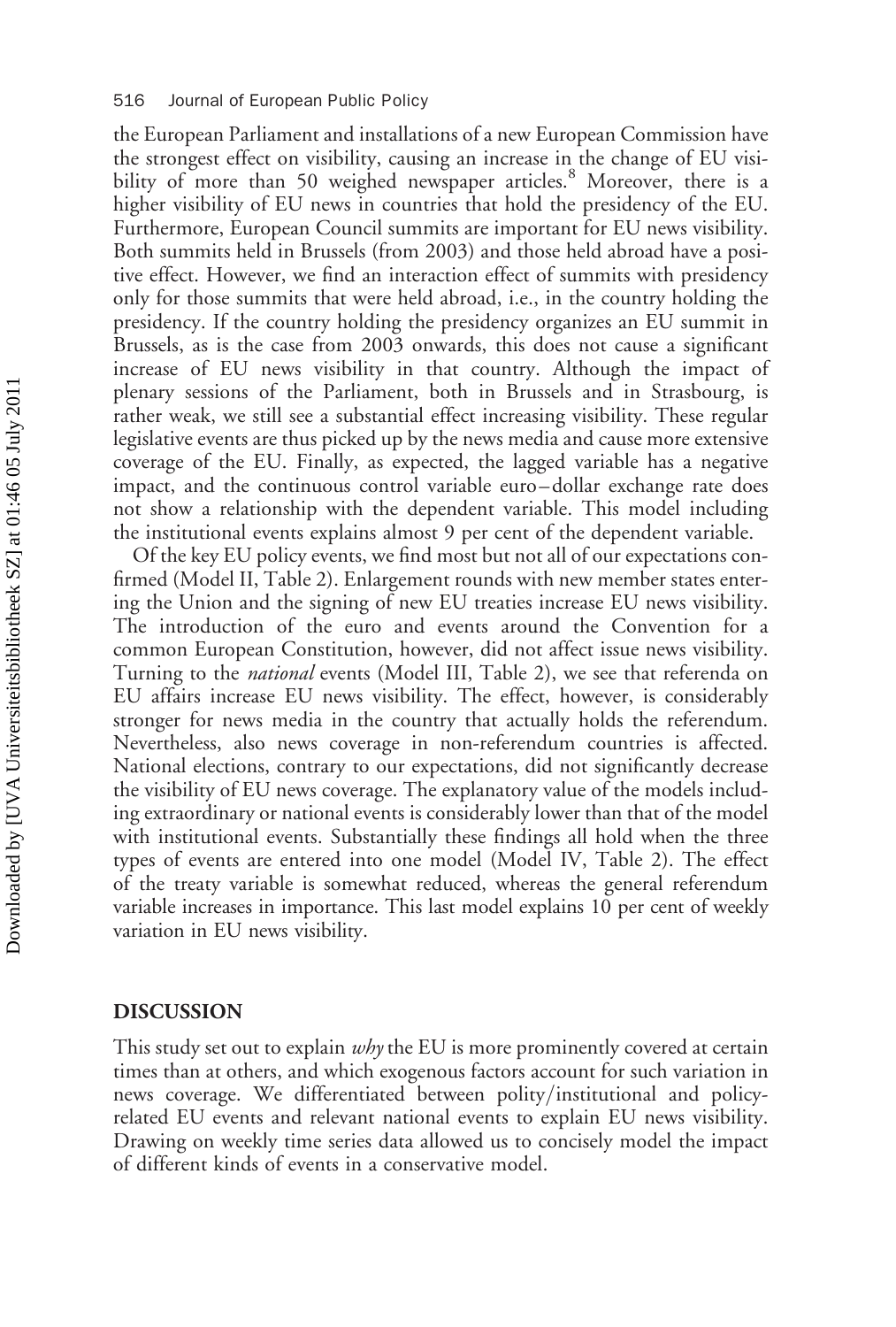the European Parliament and installations of a new European Commission have the strongest effect on visibility, causing an increase in the change of EU visibility of more than 50 weighed newspaper articles.[8] Moreover, there is a higher visibility of EU news in countries that hold the presidency of the EU. Furthermore, European Council summits are important for EU news visibility. Both summits held in Brussels (from 2003) and those held abroad have a positive effect. However, we find an interaction effect of summits with presidency only for those summits that were held abroad, i.e., in the country holding the presidency. If the country holding the presidency organizes an EU summit in Brussels, as is the case from 2003 onwards, this does not cause a significant increase of EU news visibility in that country. Although the impact of plenary sessions of the Parliament, both in Brussels and in Strasbourg, is rather weak, we still see a substantial effect increasing visibility. These regular legislative events are thus picked up by the news media and cause more extensive coverage of the EU. Finally, as expected, the lagged variable has a negative impact, and the continuous control variable euro–dollar exchange rate does not show a relationship with the dependent variable. This model including the institutional events explains almost 9 per cent of the dependent variable.

Of the key EU policy events, we find most but not all of our expectations confirmed (Model II, Table 2). Enlargement rounds with new member states entering the Union and the signing of new EU treaties increase EU news visibility. The introduction of the euro and events around the Convention for a common European Constitution, however, did not affect issue news visibility. Turning to the *national* events (Model III, Table 2), we see that referenda on EU affairs increase EU news visibility. The effect, however, is considerably stronger for news media in the country that actually holds the referendum. Nevertheless, also news coverage in non-referendum countries is affected. National elections, contrary to our expectations, did not significantly decrease the visibility of EU news coverage. The explanatory value of the models including extraordinary or national events is considerably lower than that of the model with institutional events. Substantially these findings all hold when the three types of events are entered into one model (Model IV, Table 2). The effect of the treaty variable is somewhat reduced, whereas the general referendum variable increases in importance. This last model explains 10 per cent of weekly variation in EU news visibility.

## DISCUSSION

This study set out to explain *why* the EU is more prominently covered at certain times than at others, and which exogenous factors account for such variation in news coverage. We differentiated between polity/institutional and policy-related EU events and relevant national events to explain EU news visibility. Drawing on weekly time series data allowed us to concisely model the impact of different kinds of events in a conservative model.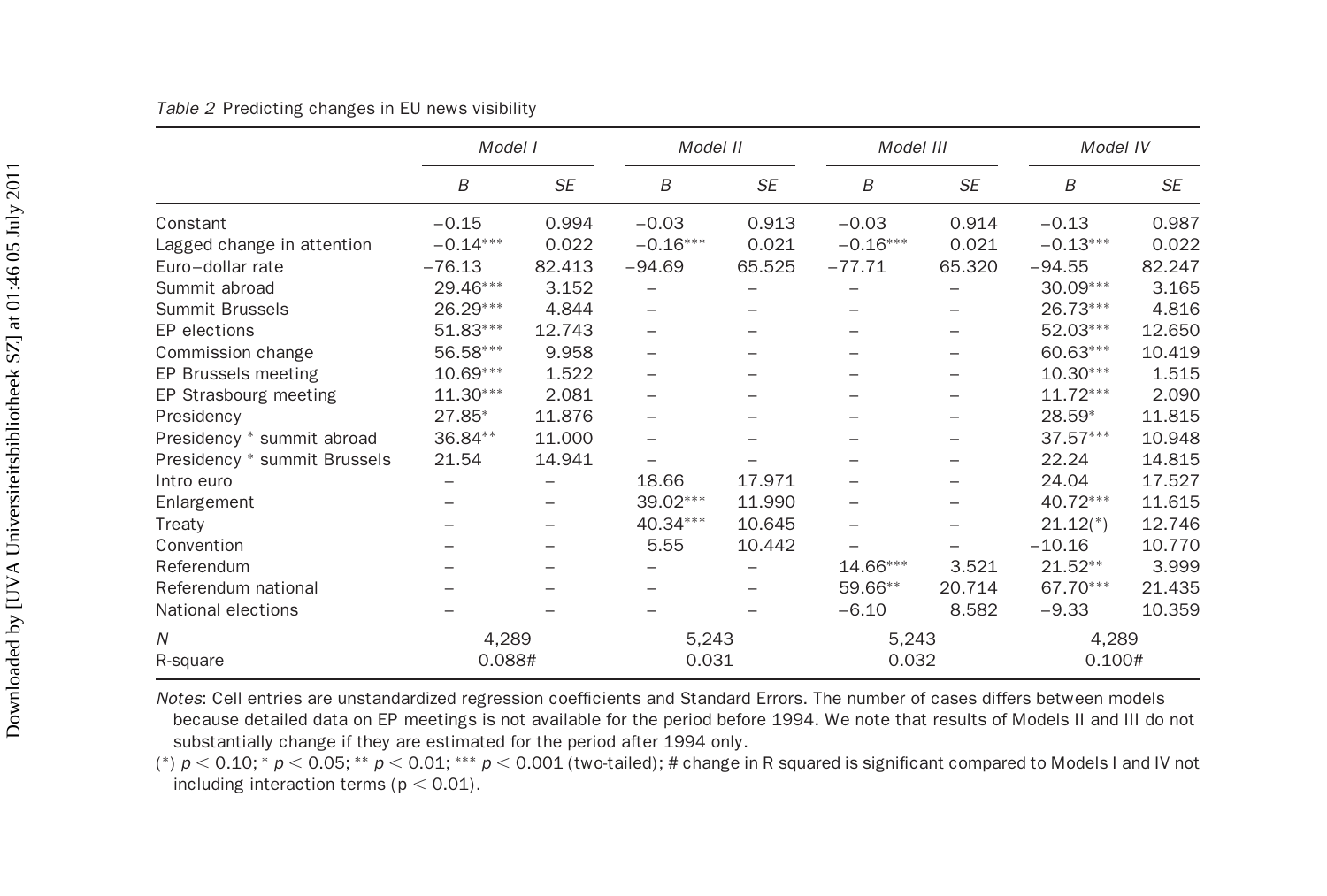*Table 2* Predicting changes in EU news visibility

| | *Model I* | | *Model II* | | *Model III* | | *Model IV* | |
|---|---|---|---|---|---|---|---|---|
| | *B* | *SE* | *B* | *SE* | *B* | *SE* | *B* | *SE* |
| Constant | −0.15 | 0.994 | −0.03 | 0.913 | −0.03 | 0.914 | −0.13 | 0.987 |
| Lagged change in attention | −0.14*** | 0.022 | −0.16*** | 0.021 | −0.16*** | 0.021 | −0.13*** | 0.022 |
| Euro–dollar rate | −76.13 | 82.413 | −94.69 | 65.525 | −77.71 | 65.320 | −94.55 | 82.247 |
| Summit abroad | 29.46*** | 3.152 | – | – | – | – | 30.09*** | 3.165 |
| Summit Brussels | 26.29*** | 4.844 | – | – | – | – | 26.73*** | 4.816 |
| EP elections | 51.83*** | 12.743 | – | – | – | – | 52.03*** | 12.650 |
| Commission change | 56.58*** | 9.958 | – | – | – | – | 60.63*** | 10.419 |
| EP Brussels meeting | 10.69*** | 1.522 | – | – | – | – | 10.30*** | 1.515 |
| EP Strasbourg meeting | 11.30*** | 2.081 | – | – | – | – | 11.72*** | 2.090 |
| Presidency | 27.85* | 11.876 | – | – | – | – | 28.59* | 11.815 |
| Presidency * summit abroad | 36.84** | 11.000 | – | – | – | – | 37.57*** | 10.948 |
| Presidency * summit Brussels | 21.54 | 14.941 | – | – | – | – | 22.24 | 14.815 |
| Intro euro | – | – | 18.66 | 17.971 | – | – | 24.04 | 17.527 |
| Enlargement | – | – | 39.02*** | 11.990 | – | – | 40.72*** | 11.615 |
| Treaty | – | – | 40.34*** | 10.645 | – | – | 21.12(*) | 12.746 |
| Convention | – | – | 5.55 | 10.442 | – | – | −10.16 | 10.770 |
| Referendum | – | – | – | – | 14.66*** | 3.521 | 21.52** | 3.999 |
| Referendum national | – | – | – | – | 59.66** | 20.714 | 67.70*** | 21.435 |
| National elections | – | – | – | – | −6.10 | 8.582 | −9.33 | 10.359 |
| *N* | 4,289 | | 5,243 | | 5,243 | | 4,289 | |
| R-square | 0.088# | | 0.031 | | 0.032 | | 0.100# | |

*Notes*: Cell entries are unstandardized regression coefficients and Standard Errors. The number of cases differs between models because detailed data on EP meetings is not available for the period before 1994. We note that results of Models II and III do not substantially change if they are estimated for the period after 1994 only.

(*) $p < 0.10$; * $p < 0.05$; ** $p < 0.01$; *** $p < 0.001$ (two-tailed); # change in R squared is significant compared to Models I and IV not including interaction terms ($p < 0.01$).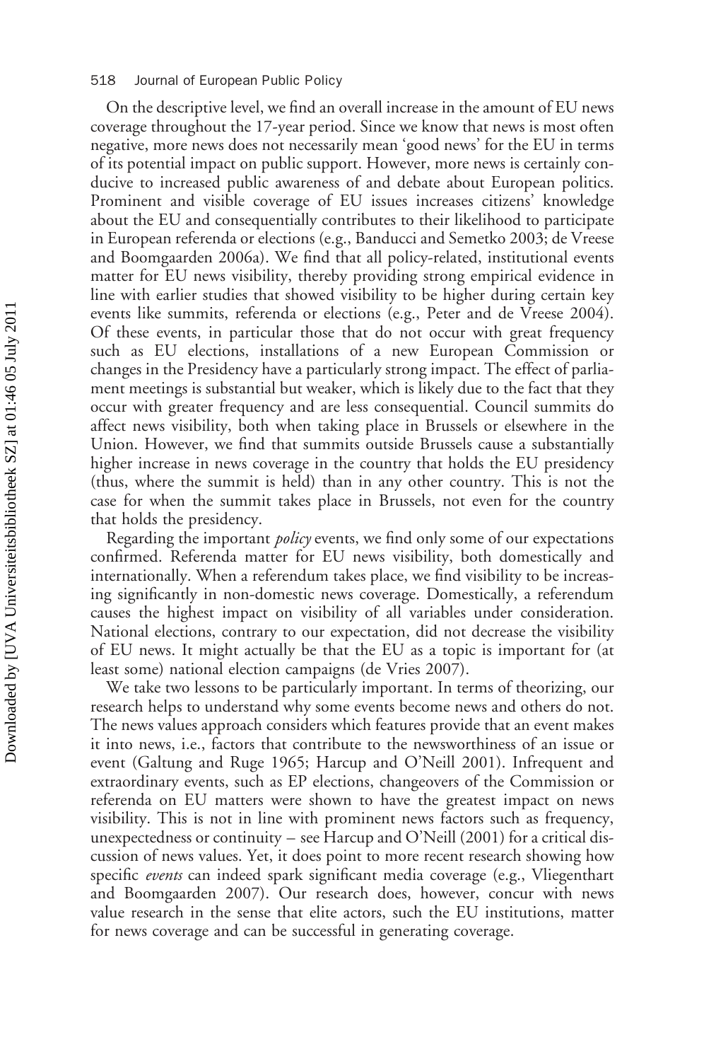On the descriptive level, we find an overall increase in the amount of EU news coverage throughout the 17-year period. Since we know that news is most often negative, more news does not necessarily mean 'good news' for the EU in terms of its potential impact on public support. However, more news is certainly conducive to increased public awareness of and debate about European politics. Prominent and visible coverage of EU issues increases citizens' knowledge about the EU and consequentially contributes to their likelihood to participate in European referenda or elections (e.g., Banducci and Semetko 2003; de Vreese and Boomgaarden 2006a). We find that all policy-related, institutional events matter for EU news visibility, thereby providing strong empirical evidence in line with earlier studies that showed visibility to be higher during certain key events like summits, referenda or elections (e.g., Peter and de Vreese 2004). Of these events, in particular those that do not occur with great frequency such as EU elections, installations of a new European Commission or changes in the Presidency have a particularly strong impact. The effect of parliament meetings is substantial but weaker, which is likely due to the fact that they occur with greater frequency and are less consequential. Council summits do affect news visibility, both when taking place in Brussels or elsewhere in the Union. However, we find that summits outside Brussels cause a substantially higher increase in news coverage in the country that holds the EU presidency (thus, where the summit is held) than in any other country. This is not the case for when the summit takes place in Brussels, not even for the country that holds the presidency.

Regarding the important *policy* events, we find only some of our expectations confirmed. Referenda matter for EU news visibility, both domestically and internationally. When a referendum takes place, we find visibility to be increasing significantly in non-domestic news coverage. Domestically, a referendum causes the highest impact on visibility of all variables under consideration. National elections, contrary to our expectation, did not decrease the visibility of EU news. It might actually be that the EU as a topic is important for (at least some) national election campaigns (de Vries 2007).

We take two lessons to be particularly important. In terms of theorizing, our research helps to understand why some events become news and others do not. The news values approach considers which features provide that an event makes it into news, i.e., factors that contribute to the newsworthiness of an issue or event (Galtung and Ruge 1965; Harcup and O'Neill 2001). Infrequent and extraordinary events, such as EP elections, changeovers of the Commission or referenda on EU matters were shown to have the greatest impact on news visibility. This is not in line with prominent news factors such as frequency, unexpectedness or continuity – see Harcup and O'Neill (2001) for a critical discussion of news values. Yet, it does point to more recent research showing how specific *events* can indeed spark significant media coverage (e.g., Vliegenthart and Boomgaarden 2007). Our research does, however, concur with news value research in the sense that elite actors, such the EU institutions, matter for news coverage and can be successful in generating coverage.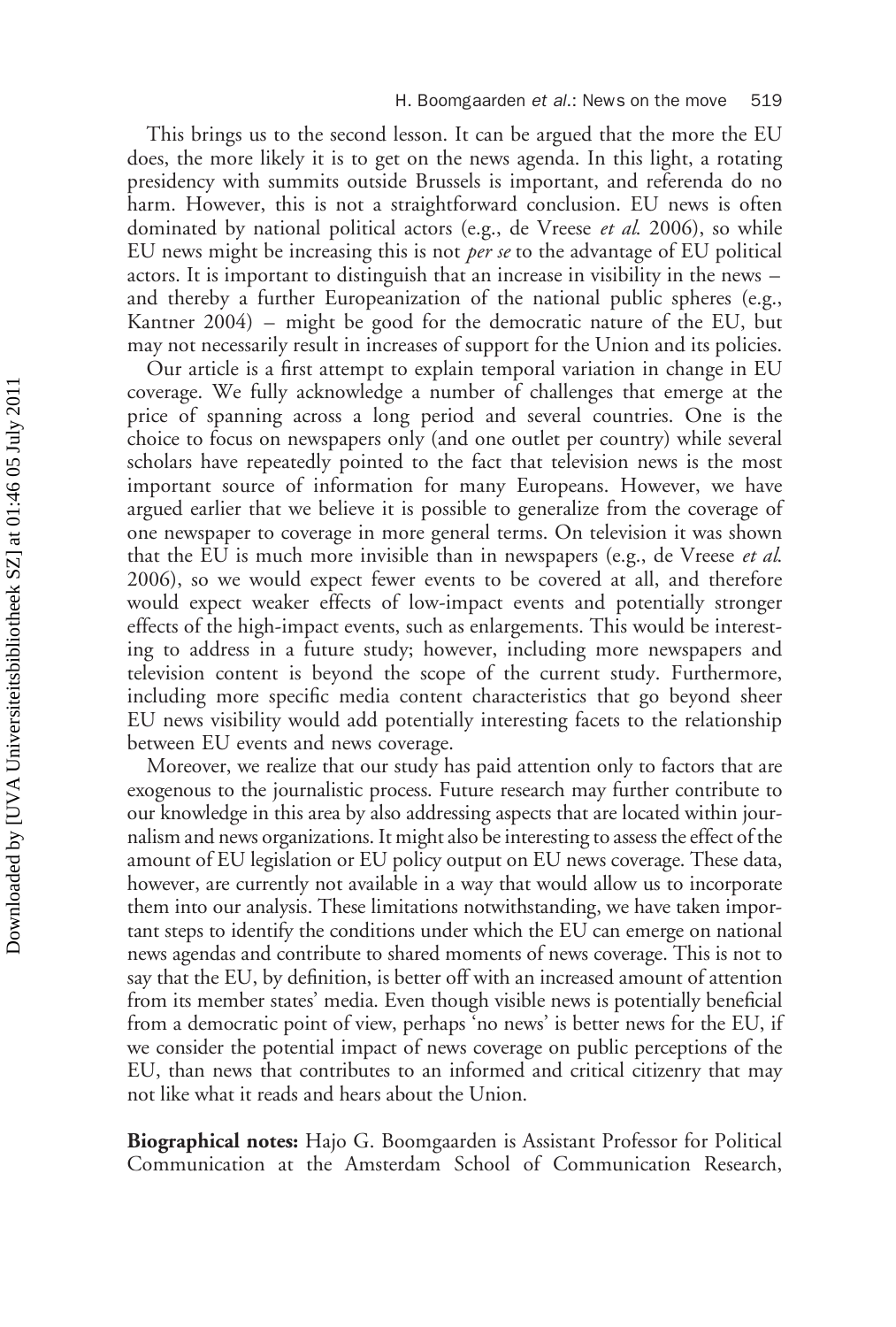This brings us to the second lesson. It can be argued that the more the EU does, the more likely it is to get on the news agenda. In this light, a rotating presidency with summits outside Brussels is important, and referenda do no harm. However, this is not a straightforward conclusion. EU news is often dominated by national political actors (e.g., de Vreese *et al.* 2006), so while EU news might be increasing this is not *per se* to the advantage of EU political actors. It is important to distinguish that an increase in visibility in the news – and thereby a further Europeanization of the national public spheres (e.g., Kantner 2004) – might be good for the democratic nature of the EU, but may not necessarily result in increases of support for the Union and its policies.

Our article is a first attempt to explain temporal variation in change in EU coverage. We fully acknowledge a number of challenges that emerge at the price of spanning across a long period and several countries. One is the choice to focus on newspapers only (and one outlet per country) while several scholars have repeatedly pointed to the fact that television news is the most important source of information for many Europeans. However, we have argued earlier that we believe it is possible to generalize from the coverage of one newspaper to coverage in more general terms. On television it was shown that the EU is much more invisible than in newspapers (e.g., de Vreese *et al.* 2006), so we would expect fewer events to be covered at all, and therefore would expect weaker effects of low-impact events and potentially stronger effects of the high-impact events, such as enlargements. This would be interesting to address in a future study; however, including more newspapers and television content is beyond the scope of the current study. Furthermore, including more specific media content characteristics that go beyond sheer EU news visibility would add potentially interesting facets to the relationship between EU events and news coverage.

Moreover, we realize that our study has paid attention only to factors that are exogenous to the journalistic process. Future research may further contribute to our knowledge in this area by also addressing aspects that are located within journalism and news organizations. It might also be interesting to assess the effect of the amount of EU legislation or EU policy output on EU news coverage. These data, however, are currently not available in a way that would allow us to incorporate them into our analysis. These limitations notwithstanding, we have taken important steps to identify the conditions under which the EU can emerge on national news agendas and contribute to shared moments of news coverage. This is not to say that the EU, by definition, is better off with an increased amount of attention from its member states' media. Even though visible news is potentially beneficial from a democratic point of view, perhaps 'no news' is better news for the EU, if we consider the potential impact of news coverage on public perceptions of the EU, than news that contributes to an informed and critical citizenry that may not like what it reads and hears about the Union.

**Biographical notes:** Hajo G. Boomgaarden is Assistant Professor for Political Communication at the Amsterdam School of Communication Research,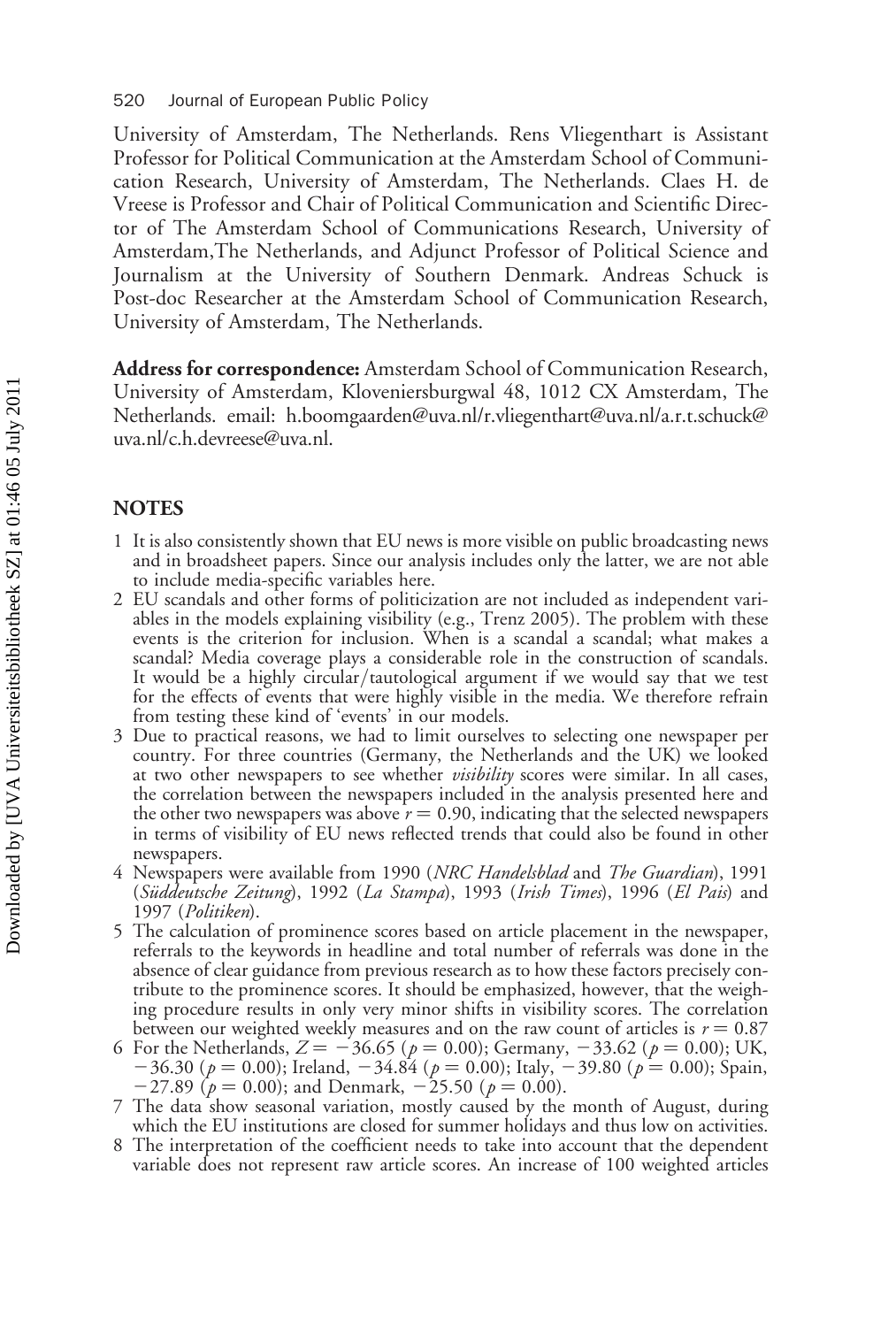University of Amsterdam, The Netherlands. Rens Vliegenthart is Assistant Professor for Political Communication at the Amsterdam School of Communication Research, University of Amsterdam, The Netherlands. Claes H. de Vreese is Professor and Chair of Political Communication and Scientific Director of The Amsterdam School of Communications Research, University of Amsterdam,The Netherlands, and Adjunct Professor of Political Science and Journalism at the University of Southern Denmark. Andreas Schuck is Post-doc Researcher at the Amsterdam School of Communication Research, University of Amsterdam, The Netherlands.

**Address for correspondence:** Amsterdam School of Communication Research, University of Amsterdam, Kloveniersburgwal 48, 1012 CX Amsterdam, The Netherlands. email: h.boomgaarden@uva.nl/r.vliegenthart@uva.nl/a.r.t.schuck@uva.nl/c.h.devreese@uva.nl.

## NOTES

1. It is also consistently shown that EU news is more visible on public broadcasting news and in broadsheet papers. Since our analysis includes only the latter, we are not able to include media-specific variables here.
2. EU scandals and other forms of politicization are not included as independent variables in the models explaining visibility (e.g., Trenz 2005). The problem with these events is the criterion for inclusion. When is a scandal a scandal; what makes a scandal? Media coverage plays a considerable role in the construction of scandals. It would be a highly circular/tautological argument if we would say that we test for the effects of events that were highly visible in the media. We therefore refrain from testing these kind of 'events' in our models.
3. Due to practical reasons, we had to limit ourselves to selecting one newspaper per country. For three countries (Germany, the Netherlands and the UK) we looked at two other newspapers to see whether *visibility* scores were similar. In all cases, the correlation between the newspapers included in the analysis presented here and the other two newspapers was above $r = 0.90$, indicating that the selected newspapers in terms of visibility of EU news reflected trends that could also be found in other newspapers.
4. Newspapers were available from 1990 (*NRC Handelsblad* and *The Guardian*), 1991 (*Süddeutsche Zeitung*), 1992 (*La Stampa*), 1993 (*Irish Times*), 1996 (*El Pais*) and 1997 (*Politiken*).
5. The calculation of prominence scores based on article placement in the newspaper, referrals to the keywords in headline and total number of referrals was done in the absence of clear guidance from previous research as to how these factors precisely contribute to the prominence scores. It should be emphasized, however, that the weighing procedure results in only very minor shifts in visibility scores. The correlation between our weighted weekly measures and on the raw count of articles is $r = 0.87$
6. For the Netherlands, $Z = -36.65$ ($p = 0.00$); Germany, $-33.62$ ($p = 0.00$); UK, $-36.30$ ($p = 0.00$); Ireland, $-34.84$ ($p = 0.00$); Italy, $-39.80$ ($p = 0.00$); Spain, $-27.89$ ($p = 0.00$); and Denmark, $-25.50$ ($p = 0.00$).
7. The data show seasonal variation, mostly caused by the month of August, during which the EU institutions are closed for summer holidays and thus low on activities.
8. The interpretation of the coefficient needs to take into account that the dependent variable does not represent raw article scores. An increase of 100 weighted articles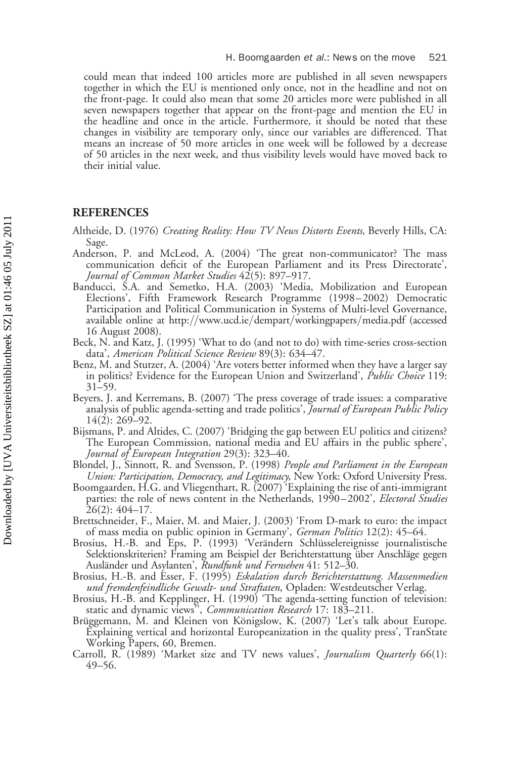could mean that indeed 100 articles more are published in all seven newspapers together in which the EU is mentioned only once, not in the headline and not on the front-page. It could also mean that some 20 articles more were published in all seven newspapers together that appear on the front-page and mention the EU in the headline and once in the article. Furthermore, it should be noted that these changes in visibility are temporary only, since our variables are differenced. That means an increase of 50 more articles in one week will be followed by a decrease of 50 articles in the next week, and thus visibility levels would have moved back to their initial value.

## REFERENCES

Altheide, D. (1976) *Creating Reality: How TV News Distorts Events*, Beverly Hills, CA: Sage.

Anderson, P. and McLeod, A. (2004) 'The great non-communicator? The mass communication deficit of the European Parliament and its Press Directorate', *Journal of Common Market Studies* 42(5): 897–917.

Banducci, S.A. and Semetko, H.A. (2003) 'Media, Mobilization and European Elections', Fifth Framework Research Programme (1998–2002) Democratic Participation and Political Communication in Systems of Multi-level Governance, available online at http://www.ucd.ie/dempart/workingpapers/media.pdf (accessed 16 August 2008).

Beck, N. and Katz, J. (1995) 'What to do (and not to do) with time-series cross-section data', *American Political Science Review* 89(3): 634–47.

Benz, M. and Stutzer, A. (2004) 'Are voters better informed when they have a larger say in politics? Evidence for the European Union and Switzerland', *Public Choice* 119: 31–59.

Beyers, J. and Kerremans, B. (2007) 'The press coverage of trade issues: a comparative analysis of public agenda-setting and trade politics', *Journal of European Public Policy* 14(2): 269–92.

Bijsmans, P. and Altides, C. (2007) 'Bridging the gap between EU politics and citizens? The European Commission, national media and EU affairs in the public sphere', *Journal of European Integration* 29(3): 323–40.

Blondel, J., Sinnott, R. and Svensson, P. (1998) *People and Parliament in the European Union: Participation, Democracy, and Legitimacy*, New York: Oxford University Press.

Boomgaarden, H.G. and Vliegenthart, R. (2007) 'Explaining the rise of anti-immigrant parties: the role of news content in the Netherlands, 1990–2002', *Electoral Studies* 26(2): 404–17.

Brettschneider, F., Maier, M. and Maier, J. (2003) 'From D-mark to euro: the impact of mass media on public opinion in Germany', *German Politics* 12(2): 45–64.

Brosius, H.-B. and Eps, P. (1993) 'Verändern Schlüsselereignisse journalistische Selektionskriterien? Framing am Beispiel der Berichterstattung über Anschläge gegen Ausländer und Asylanten', *Rundfunk und Fernsehen* 41: 512–30.

Brosius, H.-B. and Esser, F. (1995) *Eskalation durch Berichterstattung. Massenmedien und fremdenfeindliche Gewalt- und Straftaten*, Opladen: Westdeutscher Verlag.

Brosius, H.-B. and Kepplinger, H. (1990) 'The agenda-setting function of television: static and dynamic views'', *Communication Research* 17: 183–211.

Brüggemann, M. and Kleinen von Königslow, K. (2007) 'Let's talk about Europe. Explaining vertical and horizontal Europeanization in the quality press', TranState Working Papers, 60, Bremen.

Carroll, R. (1989) 'Market size and TV news values', *Journalism Quarterly* 66(1): 49–56.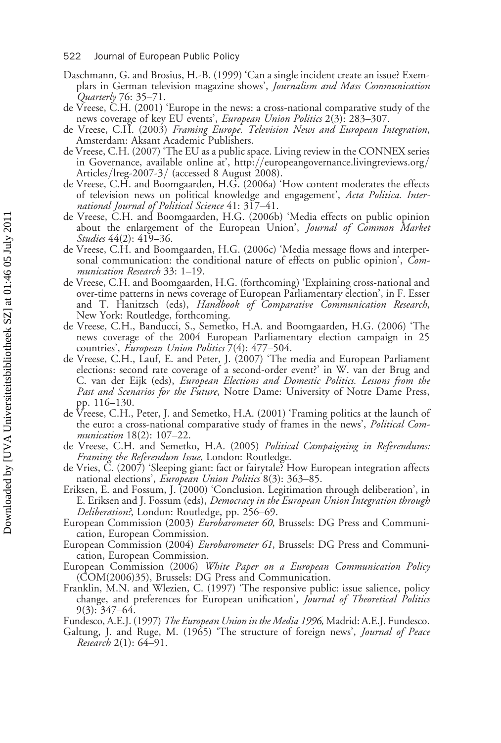Daschmann, G. and Brosius, H.-B. (1999) 'Can a single incident create an issue? Exemplars in German television magazine shows', *Journalism and Mass Communication Quarterly* 76: 35–71.

de Vreese, C.H. (2001) 'Europe in the news: a cross-national comparative study of the news coverage of key EU events', *European Union Politics* 2(3): 283–307.

de Vreese, C.H. (2003) *Framing Europe. Television News and European Integration*, Amsterdam: Aksant Academic Publishers.

de Vreese, C.H. (2007) 'The EU as a public space. Living review in the CONNEX series in Governance, available online at', http://europeangovernance.livingreviews.org/Articles/lreg-2007-3/ (accessed 8 August 2008).

de Vreese, C.H. and Boomgaarden, H.G. (2006a) 'How content moderates the effects of television news on political knowledge and engagement', *Acta Politica. International Journal of Political Science* 41: 317–41.

de Vreese, C.H. and Boomgaarden, H.G. (2006b) 'Media effects on public opinion about the enlargement of the European Union', *Journal of Common Market Studies* 44(2): 419–36.

de Vreese, C.H. and Boomgaarden, H.G. (2006c) 'Media message flows and interpersonal communication: the conditional nature of effects on public opinion', *Communication Research* 33: 1–19.

de Vreese, C.H. and Boomgaarden, H.G. (forthcoming) 'Explaining cross-national and over-time patterns in news coverage of European Parliamentary election', in F. Esser and T. Hanitzsch (eds), *Handbook of Comparative Communication Research*, New York: Routledge, forthcoming.

de Vreese, C.H., Banducci, S., Semetko, H.A. and Boomgaarden, H.G. (2006) 'The news coverage of the 2004 European Parliamentary election campaign in 25 countries', *European Union Politics* 7(4): 477–504.

de Vreese, C.H., Lauf, E. and Peter, J. (2007) 'The media and European Parliament elections: second rate coverage of a second-order event?' in W. van der Brug and C. van der Eijk (eds), *European Elections and Domestic Politics. Lessons from the Past and Scenarios for the Future*, Notre Dame: University of Notre Dame Press, pp. 116–130.

de Vreese, C.H., Peter, J. and Semetko, H.A. (2001) 'Framing politics at the launch of the euro: a cross-national comparative study of frames in the news', *Political Communication* 18(2): 107–22.

de Vreese, C.H. and Semetko, H.A. (2005) *Political Campaigning in Referendums: Framing the Referendum Issue*, London: Routledge.

de Vries, C. (2007) 'Sleeping giant: fact or fairytale? How European integration affects national elections', *European Union Politics* 8(3): 363–85.

Eriksen, E. and Fossum, J. (2000) 'Conclusion. Legitimation through deliberation', in E. Eriksen and J. Fossum (eds), *Democracy in the European Union Integration through Deliberation?*, London: Routledge, pp. 256–69.

European Commission (2003) *Eurobarometer 60*, Brussels: DG Press and Communication, European Commission.

European Commission (2004) *Eurobarometer 61*, Brussels: DG Press and Communication, European Commission.

European Commission (2006) *White Paper on a European Communication Policy* (COM(2006)35), Brussels: DG Press and Communication.

Franklin, M.N. and Wlezien, C. (1997) 'The responsive public: issue salience, policy change, and preferences for European unification', *Journal of Theoretical Politics* 9(3): 347–64.

Fundesco, A.E.J. (1997) *The European Union in the Media 1996*, Madrid: A.E.J. Fundesco.

Galtung, J. and Ruge, M. (1965) 'The structure of foreign news', *Journal of Peace Research* 2(1): 64–91.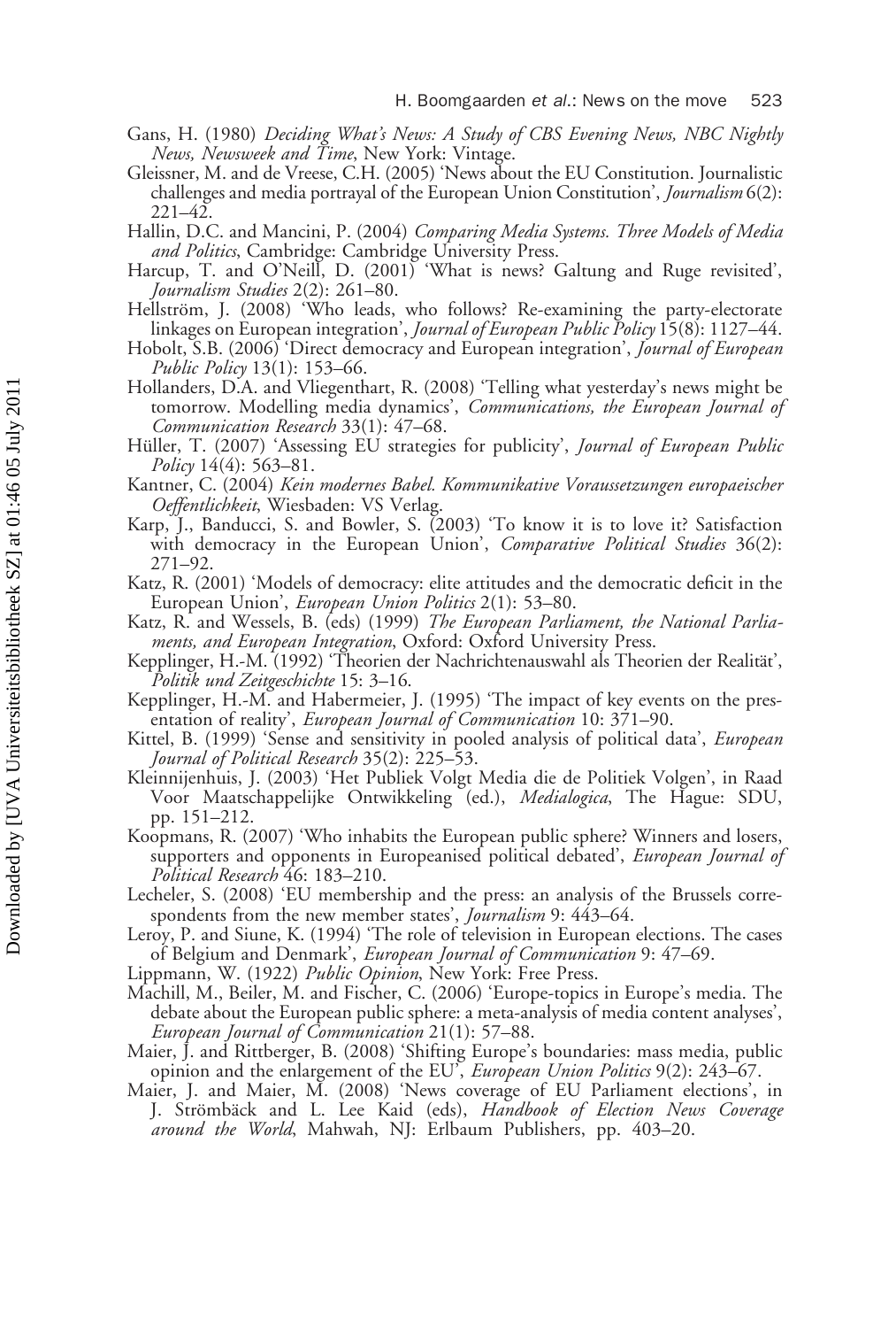Gans, H. (1980) *Deciding What's News: A Study of CBS Evening News, NBC Nightly News, Newsweek and Time*, New York: Vintage.

Gleissner, M. and de Vreese, C.H. (2005) 'News about the EU Constitution. Journalistic challenges and media portrayal of the European Union Constitution', *Journalism* 6(2): 221–42.

Hallin, D.C. and Mancini, P. (2004) *Comparing Media Systems. Three Models of Media and Politics*, Cambridge: Cambridge University Press.

Harcup, T. and O'Neill, D. (2001) 'What is news? Galtung and Ruge revisited', *Journalism Studies* 2(2): 261–80.

Hellström, J. (2008) 'Who leads, who follows? Re-examining the party-electorate linkages on European integration', *Journal of European Public Policy* 15(8): 1127–44.

Hobolt, S.B. (2006) 'Direct democracy and European integration', *Journal of European Public Policy* 13(1): 153–66.

Hollanders, D.A. and Vliegenthart, R. (2008) 'Telling what yesterday's news might be tomorrow. Modelling media dynamics', *Communications, the European Journal of Communication Research* 33(1): 47–68.

Hüller, T. (2007) 'Assessing EU strategies for publicity', *Journal of European Public Policy* 14(4): 563–81.

Kantner, C. (2004) *Kein modernes Babel. Kommunikative Voraussetzungen europaeischer Oeffentlichkeit*, Wiesbaden: VS Verlag.

Karp, J., Banducci, S. and Bowler, S. (2003) 'To know it is to love it? Satisfaction with democracy in the European Union', *Comparative Political Studies* 36(2): 271–92.

Katz, R. (2001) 'Models of democracy: elite attitudes and the democratic deficit in the European Union', *European Union Politics* 2(1): 53–80.

Katz, R. and Wessels, B. (eds) (1999) *The European Parliament, the National Parliaments, and European Integration*, Oxford: Oxford University Press.

Kepplinger, H.-M. (1992) 'Theorien der Nachrichtenauswahl als Theorien der Realität', *Politik und Zeitgeschichte* 15: 3–16.

Kepplinger, H.-M. and Habermeier, J. (1995) 'The impact of key events on the presentation of reality', *European Journal of Communication* 10: 371–90.

Kittel, B. (1999) 'Sense and sensitivity in pooled analysis of political data', *European Journal of Political Research* 35(2): 225–53.

Kleinnijenhuis, J. (2003) 'Het Publiek Volgt Media die de Politiek Volgen', in Raad Voor Maatschappelijke Ontwikkeling (ed.), *Medialogica*, The Hague: SDU, pp. 151–212.

Koopmans, R. (2007) 'Who inhabits the European public sphere? Winners and losers, supporters and opponents in Europeanised political debated', *European Journal of Political Research* 46: 183–210.

Lecheler, S. (2008) 'EU membership and the press: an analysis of the Brussels correspondents from the new member states', *Journalism* 9: 443–64.

Leroy, P. and Siune, K. (1994) 'The role of television in European elections. The cases of Belgium and Denmark', *European Journal of Communication* 9: 47–69.

Lippmann, W. (1922) *Public Opinion*, New York: Free Press.

Machill, M., Beiler, M. and Fischer, C. (2006) 'Europe-topics in Europe's media. The debate about the European public sphere: a meta-analysis of media content analyses', *European Journal of Communication* 21(1): 57–88.

Maier, J. and Rittberger, B. (2008) 'Shifting Europe's boundaries: mass media, public opinion and the enlargement of the EU', *European Union Politics* 9(2): 243–67.

Maier, J. and Maier, M. (2008) 'News coverage of EU Parliament elections', in J. Strömbäck and L. Lee Kaid (eds), *Handbook of Election News Coverage around the World*, Mahwah, NJ: Erlbaum Publishers, pp. 403–20.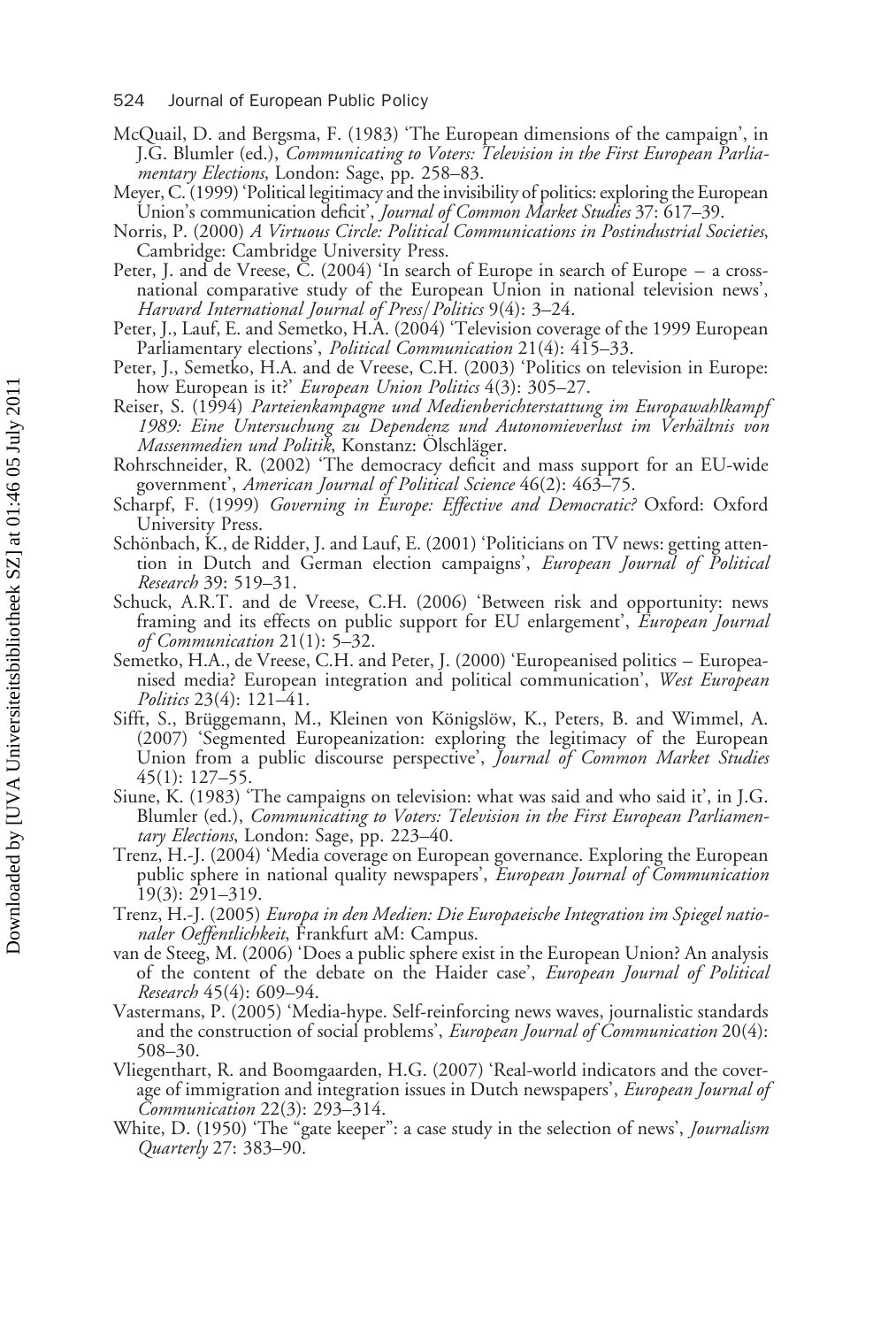McQuail, D. and Bergsma, F. (1983) 'The European dimensions of the campaign', in J.G. Blumler (ed.), *Communicating to Voters: Television in the First European Parliamentary Elections*, London: Sage, pp. 258–83.

Meyer, C. (1999) 'Political legitimacy and the invisibility of politics: exploring the European Union's communication deficit', *Journal of Common Market Studies* 37: 617–39.

Norris, P. (2000) *A Virtuous Circle: Political Communications in Postindustrial Societies*, Cambridge: Cambridge University Press.

Peter, J. and de Vreese, C. (2004) 'In search of Europe in search of Europe – a cross-national comparative study of the European Union in national television news', *Harvard International Journal of Press/Politics* 9(4): 3–24.

Peter, J., Lauf, E. and Semetko, H.A. (2004) 'Television coverage of the 1999 European Parliamentary elections', *Political Communication* 21(4): 415–33.

Peter, J., Semetko, H.A. and de Vreese, C.H. (2003) 'Politics on television in Europe: how European is it?' *European Union Politics* 4(3): 305–27.

Reiser, S. (1994) *Parteienkampagne und Medienberichterstattung im Europawahlkampf 1989: Eine Untersuchung zu Dependenz und Autonomieverlust im Verhältnis von Massenmedien und Politik*, Konstanz: Ölschläger.

Rohrschneider, R. (2002) 'The democracy deficit and mass support for an EU-wide government', *American Journal of Political Science* 46(2): 463–75.

Scharpf, F. (1999) *Governing in Europe: Effective and Democratic?* Oxford: Oxford University Press.

Schönbach, K., de Ridder, J. and Lauf, E. (2001) 'Politicians on TV news: getting attention in Dutch and German election campaigns', *European Journal of Political Research* 39: 519–31.

Schuck, A.R.T. and de Vreese, C.H. (2006) 'Between risk and opportunity: news framing and its effects on public support for EU enlargement', *European Journal of Communication* 21(1): 5–32.

Semetko, H.A., de Vreese, C.H. and Peter, J. (2000) 'Europeanised politics – Europeanised media? European integration and political communication', *West European Politics* 23(4): 121–41.

Sifft, S., Brüggemann, M., Kleinen von Königslöw, K., Peters, B. and Wimmel, A. (2007) 'Segmented Europeanization: exploring the legitimacy of the European Union from a public discourse perspective', *Journal of Common Market Studies* 45(1): 127–55.

Siune, K. (1983) 'The campaigns on television: what was said and who said it', in J.G. Blumler (ed.), *Communicating to Voters: Television in the First European Parliamentary Elections*, London: Sage, pp. 223–40.

Trenz, H.-J. (2004) 'Media coverage on European governance. Exploring the European public sphere in national quality newspapers', *European Journal of Communication* 19(3): 291–319.

Trenz, H.-J. (2005) *Europa in den Medien: Die Europaeische Integration im Spiegel nationaler Oeffentlichkeit*, Frankfurt aM: Campus.

van de Steeg, M. (2006) 'Does a public sphere exist in the European Union? An analysis of the content of the debate on the Haider case', *European Journal of Political Research* 45(4): 609–94.

Vastermans, P. (2005) 'Media-hype. Self-reinforcing news waves, journalistic standards and the construction of social problems', *European Journal of Communication* 20(4): 508–30.

Vliegenthart, R. and Boomgaarden, H.G. (2007) 'Real-world indicators and the coverage of immigration and integration issues in Dutch newspapers', *European Journal of Communication* 22(3): 293–314.

White, D. (1950) 'The "gate keeper": a case study in the selection of news', *Journalism Quarterly* 27: 383–90.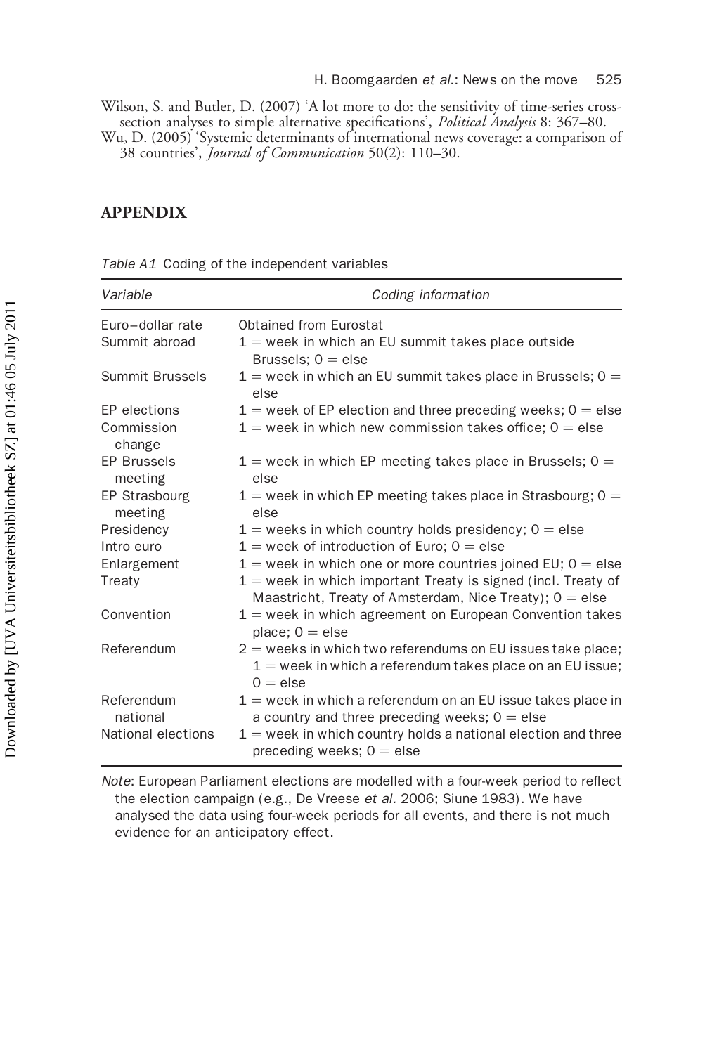Wilson, S. and Butler, D. (2007) 'A lot more to do: the sensitivity of time-series cross-section analyses to simple alternative specifications', *Political Analysis* 8: 367–80.

Wu, D. (2005) 'Systemic determinants of international news coverage: a comparison of 38 countries', *Journal of Communication* 50(2): 110–30.

## APPENDIX

*Table A1* Coding of the independent variables

| *Variable* | *Coding information* |
|---|---|
| Euro–dollar rate | Obtained from Eurostat |
| Summit abroad | 1 = week in which an EU summit takes place outside Brussels; 0 = else |
| Summit Brussels | 1 = week in which an EU summit takes place in Brussels; 0 = else |
| EP elections | 1 = week of EP election and three preceding weeks; 0 = else |
| Commission change | 1 = week in which new commission takes office; 0 = else |
| EP Brussels meeting | 1 = week in which EP meeting takes place in Brussels; 0 = else |
| EP Strasbourg meeting | 1 = week in which EP meeting takes place in Strasbourg; 0 = else |
| Presidency | 1 = weeks in which country holds presidency; 0 = else |
| Intro euro | 1 = week of introduction of Euro; 0 = else |
| Enlargement | 1 = week in which one or more countries joined EU; 0 = else |
| Treaty | 1 = week in which important Treaty is signed (incl. Treaty of Maastricht, Treaty of Amsterdam, Nice Treaty); 0 = else |
| Convention | 1 = week in which agreement on European Convention takes place; 0 = else |
| Referendum | 2 = weeks in which two referendums on EU issues take place; 1 = week in which a referendum takes place on an EU issue; 0 = else |
| Referendum national | 1 = week in which a referendum on an EU issue takes place in a country and three preceding weeks; 0 = else |
| National elections | 1 = week in which country holds a national election and three preceding weeks; 0 = else |

*Note*: European Parliament elections are modelled with a four-week period to reflect the election campaign (e.g., De Vreese *et al.* 2006; Siune 1983). We have analysed the data using four-week periods for all events, and there is not much evidence for an anticipatory effect.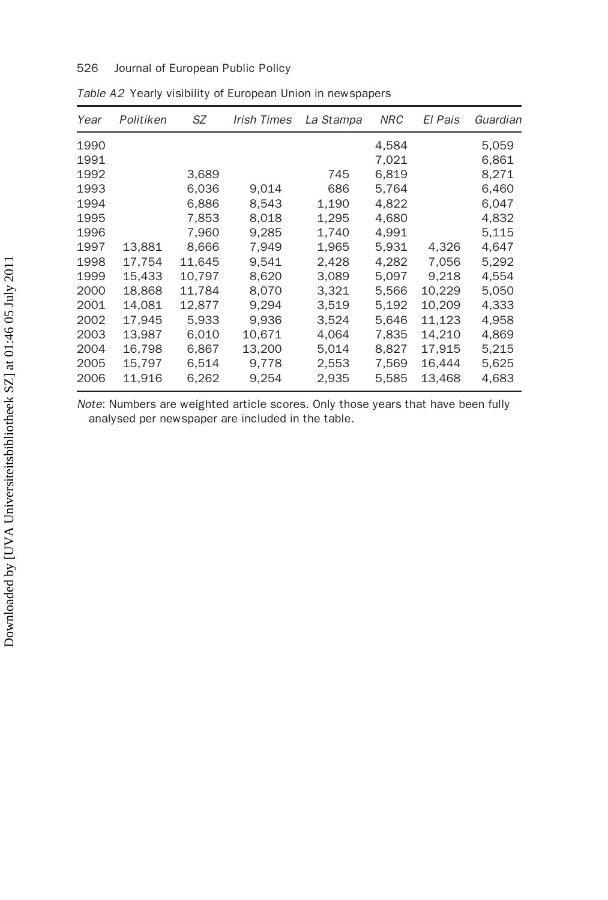*Table A2* Yearly visibility of European Union in newspapers

| *Year* | *Politiken* | *SZ* | *Irish Times* | *La Stampa* | *NRC* | *El Pais* | *Guardian* |
|---|---|---|---|---|---|---|---|
| 1990 | | | | | 4,584 | | 5,059 |
| 1991 | | | | | 7,021 | | 6,861 |
| 1992 | | 3,689 | | 745 | 6,819 | | 8,271 |
| 1993 | | 6,036 | 9,014 | 686 | 5,764 | | 6,460 |
| 1994 | | 6,886 | 8,543 | 1,190 | 4,822 | | 6,047 |
| 1995 | | 7,853 | 8,018 | 1,295 | 4,680 | | 4,832 |
| 1996 | | 7,960 | 9,285 | 1,740 | 4,991 | | 5,115 |
| 1997 | 13,881 | 8,666 | 7,949 | 1,965 | 5,931 | 4,326 | 4,647 |
| 1998 | 17,754 | 11,645 | 9,541 | 2,428 | 4,282 | 7,056 | 5,292 |
| 1999 | 15,433 | 10,797 | 8,620 | 3,089 | 5,097 | 9,218 | 4,554 |
| 2000 | 18,868 | 11,784 | 8,070 | 3,321 | 5,566 | 10,229 | 5,050 |
| 2001 | 14,081 | 12,877 | 9,294 | 3,519 | 5,192 | 10,209 | 4,333 |
| 2002 | 17,945 | 5,933 | 9,936 | 3,524 | 5,646 | 11,123 | 4,958 |
| 2003 | 13,987 | 6,010 | 10,671 | 4,064 | 7,835 | 14,210 | 4,869 |
| 2004 | 16,798 | 6,867 | 13,200 | 5,014 | 8,827 | 17,915 | 5,215 |
| 2005 | 15,797 | 6,514 | 9,778 | 2,553 | 7,569 | 16,444 | 5,625 |
| 2006 | 11,916 | 6,262 | 9,254 | 2,935 | 5,585 | 13,468 | 4,683 |

*Note*: Numbers are weighted article scores. Only those years that have been fully analysed per newspaper are included in the table.